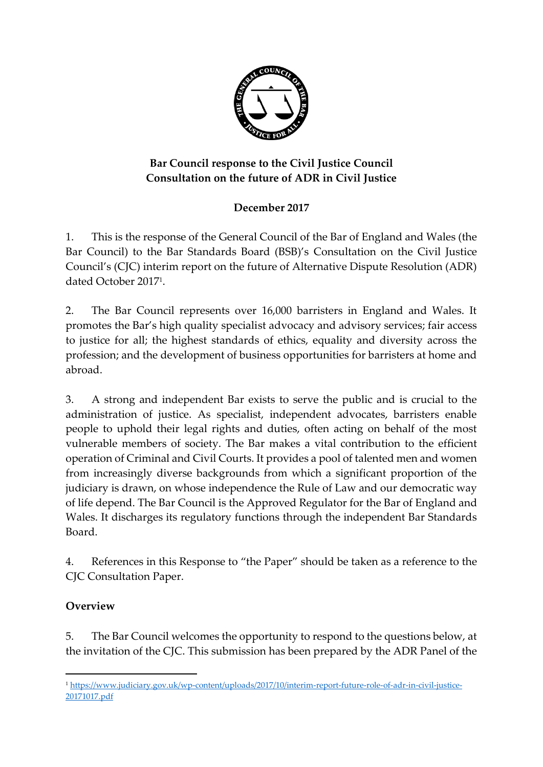**Bar Council response to the Civil Justice Council Consultation on the future of ADR in Civil Justice**

**December 2017**

1. This is the response of the General Council of the Bar of England and Wales (the Bar Council) to the Bar Standards Board (BSB)'s Consultation on the Civil Justice Council's (CJC) interim report on the future of Alternative Dispute Resolution (ADR) dated October 2017[1].

2. The Bar Council represents over 16,000 barristers in England and Wales. It promotes the Bar's high quality specialist advocacy and advisory services; fair access to justice for all; the highest standards of ethics, equality and diversity across the profession; and the development of business opportunities for barristers at home and abroad.

3. A strong and independent Bar exists to serve the public and is crucial to the administration of justice. As specialist, independent advocates, barristers enable people to uphold their legal rights and duties, often acting on behalf of the most vulnerable members of society. The Bar makes a vital contribution to the efficient operation of Criminal and Civil Courts. It provides a pool of talented men and women from increasingly diverse backgrounds from which a significant proportion of the judiciary is drawn, on whose independence the Rule of Law and our democratic way of life depend. The Bar Council is the Approved Regulator for the Bar of England and Wales. It discharges its regulatory functions through the independent Bar Standards Board.

4. References in this Response to "the Paper" should be taken as a reference to the CJC Consultation Paper.

**Overview**

5. The Bar Council welcomes the opportunity to respond to the questions below, at the invitation of the CJC. This submission has been prepared by the ADR Panel of the

[1] https://www.judiciary.gov.uk/wp-content/uploads/2017/10/interim-report-future-role-of-adr-in-civil-justice-20171017.pdf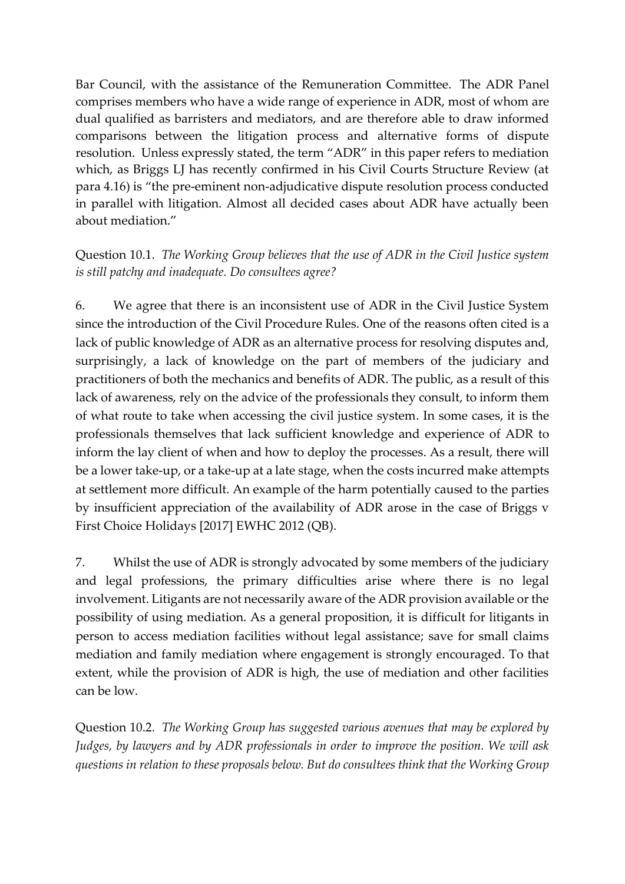Bar Council, with the assistance of the Remuneration Committee. The ADR Panel comprises members who have a wide range of experience in ADR, most of whom are dual qualified as barristers and mediators, and are therefore able to draw informed comparisons between the litigation process and alternative forms of dispute resolution. Unless expressly stated, the term "ADR" in this paper refers to mediation which, as Briggs LJ has recently confirmed in his Civil Courts Structure Review (at para 4.16) is "the pre-eminent non-adjudicative dispute resolution process conducted in parallel with litigation. Almost all decided cases about ADR have actually been about mediation."

Question 10.1. *The Working Group believes that the use of ADR in the Civil Justice system is still patchy and inadequate. Do consultees agree?*

6. We agree that there is an inconsistent use of ADR in the Civil Justice System since the introduction of the Civil Procedure Rules. One of the reasons often cited is a lack of public knowledge of ADR as an alternative process for resolving disputes and, surprisingly, a lack of knowledge on the part of members of the judiciary and practitioners of both the mechanics and benefits of ADR. The public, as a result of this lack of awareness, rely on the advice of the professionals they consult, to inform them of what route to take when accessing the civil justice system. In some cases, it is the professionals themselves that lack sufficient knowledge and experience of ADR to inform the lay client of when and how to deploy the processes. As a result, there will be a lower take-up, or a take-up at a late stage, when the costs incurred make attempts at settlement more difficult. An example of the harm potentially caused to the parties by insufficient appreciation of the availability of ADR arose in the case of Briggs v First Choice Holidays [2017] EWHC 2012 (QB).

7. Whilst the use of ADR is strongly advocated by some members of the judiciary and legal professions, the primary difficulties arise where there is no legal involvement. Litigants are not necessarily aware of the ADR provision available or the possibility of using mediation. As a general proposition, it is difficult for litigants in person to access mediation facilities without legal assistance; save for small claims mediation and family mediation where engagement is strongly encouraged. To that extent, while the provision of ADR is high, the use of mediation and other facilities can be low.

Question 10.2. *The Working Group has suggested various avenues that may be explored by Judges, by lawyers and by ADR professionals in order to improve the position. We will ask questions in relation to these proposals below. But do consultees think that the Working Group*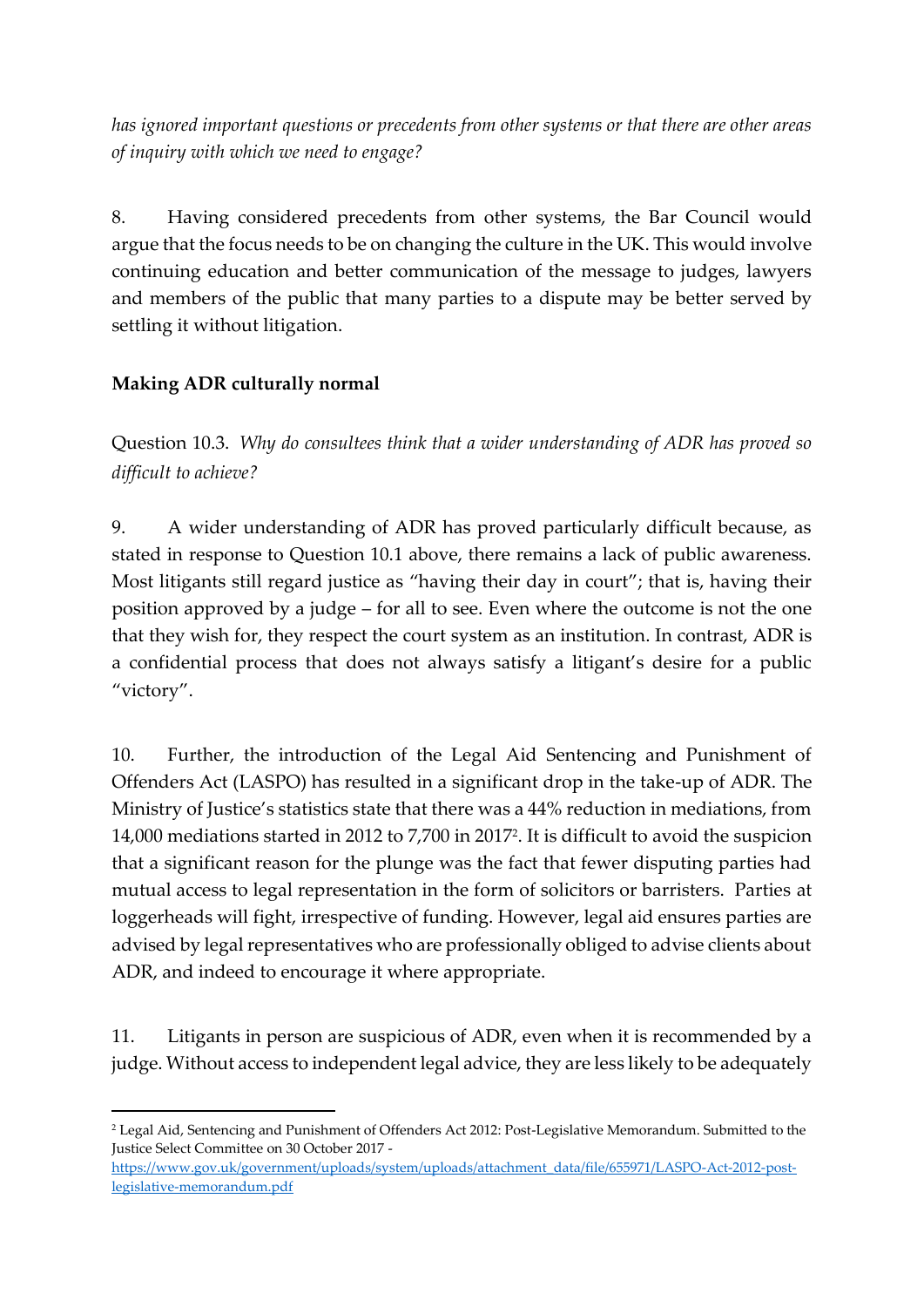*has ignored important questions or precedents from other systems or that there are other areas of inquiry with which we need to engage?*

8. Having considered precedents from other systems, the Bar Council would argue that the focus needs to be on changing the culture in the UK. This would involve continuing education and better communication of the message to judges, lawyers and members of the public that many parties to a dispute may be better served by settling it without litigation.

**Making ADR culturally normal**

Question 10.3. *Why do consultees think that a wider understanding of ADR has proved so difficult to achieve?*

9. A wider understanding of ADR has proved particularly difficult because, as stated in response to Question 10.1 above, there remains a lack of public awareness. Most litigants still regard justice as "having their day in court"; that is, having their position approved by a judge – for all to see. Even where the outcome is not the one that they wish for, they respect the court system as an institution. In contrast, ADR is a confidential process that does not always satisfy a litigant's desire for a public "victory".

10. Further, the introduction of the Legal Aid Sentencing and Punishment of Offenders Act (LASPO) has resulted in a significant drop in the take-up of ADR. The Ministry of Justice's statistics state that there was a 44% reduction in mediations, from 14,000 mediations started in 2012 to 7,700 in 2017[2]. It is difficult to avoid the suspicion that a significant reason for the plunge was the fact that fewer disputing parties had mutual access to legal representation in the form of solicitors or barristers. Parties at loggerheads will fight, irrespective of funding. However, legal aid ensures parties are advised by legal representatives who are professionally obliged to advise clients about ADR, and indeed to encourage it where appropriate.

11. Litigants in person are suspicious of ADR, even when it is recommended by a judge. Without access to independent legal advice, they are less likely to be adequately

[2] Legal Aid, Sentencing and Punishment of Offenders Act 2012: Post-Legislative Memorandum. Submitted to the Justice Select Committee on 30 October 2017 - https://www.gov.uk/government/uploads/system/uploads/attachment_data/file/655971/LASPO-Act-2012-post-legislative-memorandum.pdf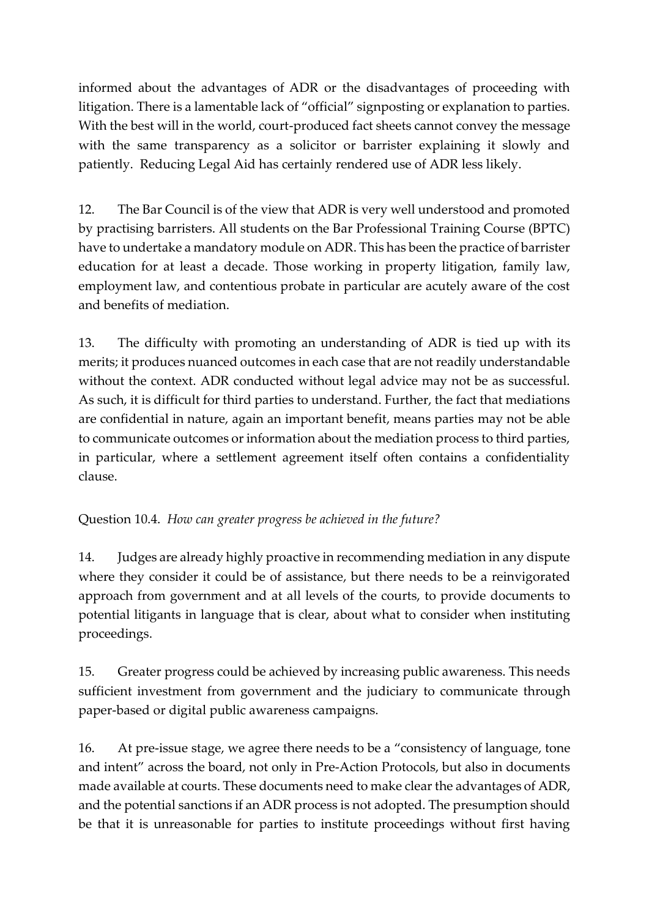informed about the advantages of ADR or the disadvantages of proceeding with litigation. There is a lamentable lack of "official" signposting or explanation to parties. With the best will in the world, court-produced fact sheets cannot convey the message with the same transparency as a solicitor or barrister explaining it slowly and patiently. Reducing Legal Aid has certainly rendered use of ADR less likely.

12. The Bar Council is of the view that ADR is very well understood and promoted by practising barristers. All students on the Bar Professional Training Course (BPTC) have to undertake a mandatory module on ADR. This has been the practice of barrister education for at least a decade. Those working in property litigation, family law, employment law, and contentious probate in particular are acutely aware of the cost and benefits of mediation.

13. The difficulty with promoting an understanding of ADR is tied up with its merits; it produces nuanced outcomes in each case that are not readily understandable without the context. ADR conducted without legal advice may not be as successful. As such, it is difficult for third parties to understand. Further, the fact that mediations are confidential in nature, again an important benefit, means parties may not be able to communicate outcomes or information about the mediation process to third parties, in particular, where a settlement agreement itself often contains a confidentiality clause.

Question 10.4. *How can greater progress be achieved in the future?*

14. Judges are already highly proactive in recommending mediation in any dispute where they consider it could be of assistance, but there needs to be a reinvigorated approach from government and at all levels of the courts, to provide documents to potential litigants in language that is clear, about what to consider when instituting proceedings.

15. Greater progress could be achieved by increasing public awareness. This needs sufficient investment from government and the judiciary to communicate through paper-based or digital public awareness campaigns.

16. At pre-issue stage, we agree there needs to be a "consistency of language, tone and intent" across the board, not only in Pre-Action Protocols, but also in documents made available at courts. These documents need to make clear the advantages of ADR, and the potential sanctions if an ADR process is not adopted. The presumption should be that it is unreasonable for parties to institute proceedings without first having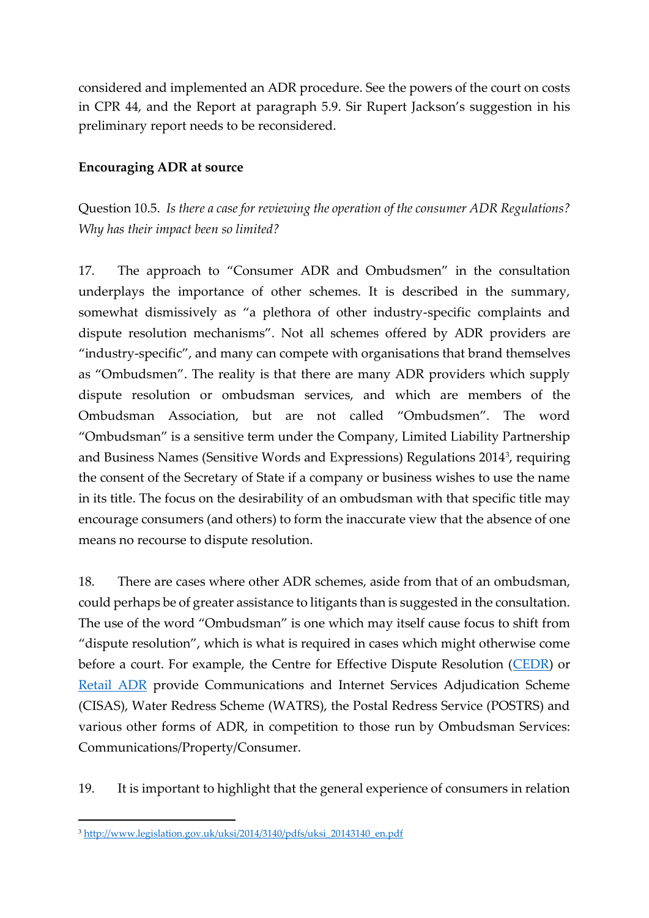considered and implemented an ADR procedure. See the powers of the court on costs in CPR 44, and the Report at paragraph 5.9. Sir Rupert Jackson's suggestion in his preliminary report needs to be reconsidered.

**Encouraging ADR at source**

Question 10.5. *Is there a case for reviewing the operation of the consumer ADR Regulations? Why has their impact been so limited?*

17. The approach to "Consumer ADR and Ombudsmen" in the consultation underplays the importance of other schemes. It is described in the summary, somewhat dismissively as "a plethora of other industry-specific complaints and dispute resolution mechanisms". Not all schemes offered by ADR providers are "industry-specific", and many can compete with organisations that brand themselves as "Ombudsmen". The reality is that there are many ADR providers which supply dispute resolution or ombudsman services, and which are members of the Ombudsman Association, but are not called "Ombudsmen". The word "Ombudsman" is a sensitive term under the Company, Limited Liability Partnership and Business Names (Sensitive Words and Expressions) Regulations 2014[3], requiring the consent of the Secretary of State if a company or business wishes to use the name in its title. The focus on the desirability of an ombudsman with that specific title may encourage consumers (and others) to form the inaccurate view that the absence of one means no recourse to dispute resolution.

18. There are cases where other ADR schemes, aside from that of an ombudsman, could perhaps be of greater assistance to litigants than is suggested in the consultation. The use of the word "Ombudsman" is one which may itself cause focus to shift from "dispute resolution", which is what is required in cases which might otherwise come before a court. For example, the Centre for Effective Dispute Resolution (CEDR) or Retail ADR provide Communications and Internet Services Adjudication Scheme (CISAS), Water Redress Scheme (WATRS), the Postal Redress Service (POSTRS) and various other forms of ADR, in competition to those run by Ombudsman Services: Communications/Property/Consumer.

19. It is important to highlight that the general experience of consumers in relation

[3] http://www.legislation.gov.uk/uksi/2014/3140/pdfs/uksi_20143140_en.pdf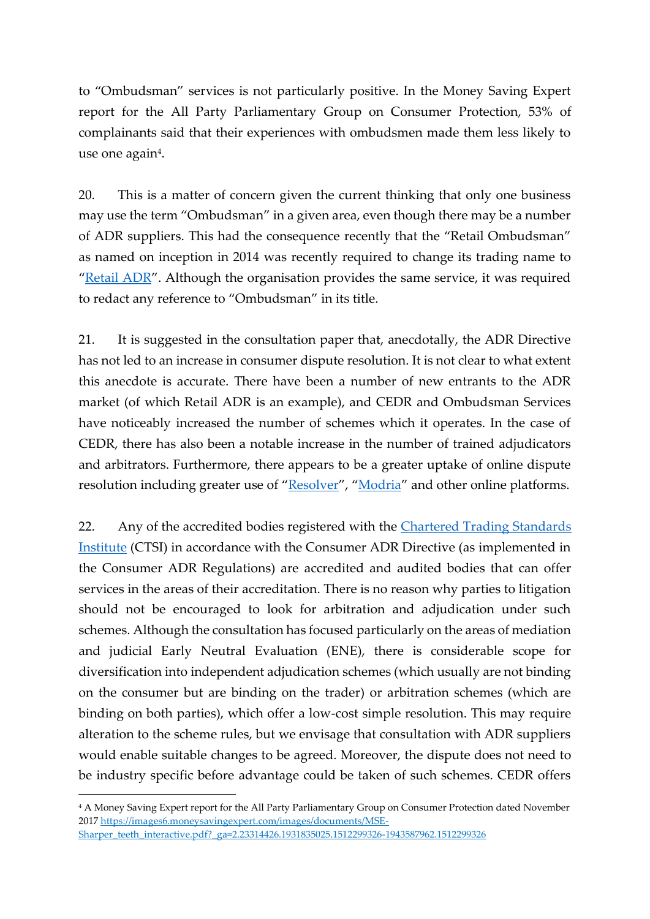to "Ombudsman" services is not particularly positive. In the Money Saving Expert report for the All Party Parliamentary Group on Consumer Protection, 53% of complainants said that their experiences with ombudsmen made them less likely to use one again[4].

20. This is a matter of concern given the current thinking that only one business may use the term "Ombudsman" in a given area, even though there may be a number of ADR suppliers. This had the consequence recently that the "Retail Ombudsman" as named on inception in 2014 was recently required to change its trading name to "Retail ADR". Although the organisation provides the same service, it was required to redact any reference to "Ombudsman" in its title.

21. It is suggested in the consultation paper that, anecdotally, the ADR Directive has not led to an increase in consumer dispute resolution. It is not clear to what extent this anecdote is accurate. There have been a number of new entrants to the ADR market (of which Retail ADR is an example), and CEDR and Ombudsman Services have noticeably increased the number of schemes which it operates. In the case of CEDR, there has also been a notable increase in the number of trained adjudicators and arbitrators. Furthermore, there appears to be a greater uptake of online dispute resolution including greater use of "Resolver", "Modria" and other online platforms.

22. Any of the accredited bodies registered with the Chartered Trading Standards Institute (CTSI) in accordance with the Consumer ADR Directive (as implemented in the Consumer ADR Regulations) are accredited and audited bodies that can offer services in the areas of their accreditation. There is no reason why parties to litigation should not be encouraged to look for arbitration and adjudication under such schemes. Although the consultation has focused particularly on the areas of mediation and judicial Early Neutral Evaluation (ENE), there is considerable scope for diversification into independent adjudication schemes (which usually are not binding on the consumer but are binding on the trader) or arbitration schemes (which are binding on both parties), which offer a low-cost simple resolution. This may require alteration to the scheme rules, but we envisage that consultation with ADR suppliers would enable suitable changes to be agreed. Moreover, the dispute does not need to be industry specific before advantage could be taken of such schemes. CEDR offers

---

[4] A Money Saving Expert report for the All Party Parliamentary Group on Consumer Protection dated November 2017 https://images6.moneysavingexpert.com/images/documents/MSE-Sharper_teeth_interactive.pdf?_ga=2.23314426.1931835025.1512299326-1943587962.1512299326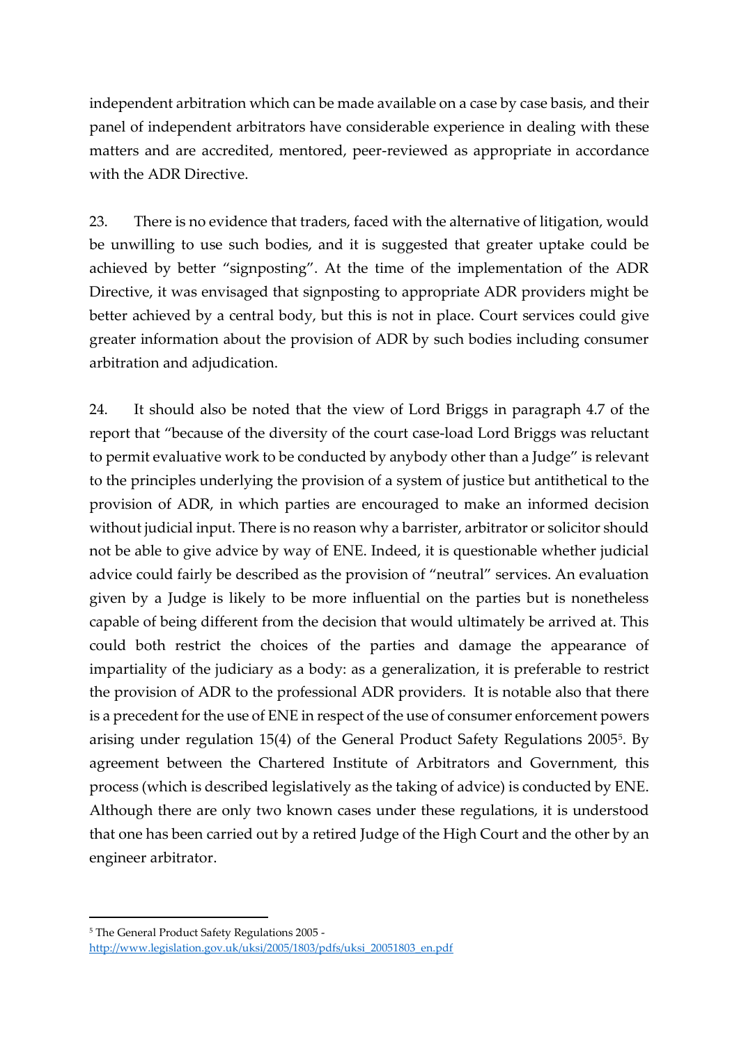independent arbitration which can be made available on a case by case basis, and their panel of independent arbitrators have considerable experience in dealing with these matters and are accredited, mentored, peer-reviewed as appropriate in accordance with the ADR Directive.

23. There is no evidence that traders, faced with the alternative of litigation, would be unwilling to use such bodies, and it is suggested that greater uptake could be achieved by better "signposting". At the time of the implementation of the ADR Directive, it was envisaged that signposting to appropriate ADR providers might be better achieved by a central body, but this is not in place. Court services could give greater information about the provision of ADR by such bodies including consumer arbitration and adjudication.

24. It should also be noted that the view of Lord Briggs in paragraph 4.7 of the report that "because of the diversity of the court case-load Lord Briggs was reluctant to permit evaluative work to be conducted by anybody other than a Judge" is relevant to the principles underlying the provision of a system of justice but antithetical to the provision of ADR, in which parties are encouraged to make an informed decision without judicial input. There is no reason why a barrister, arbitrator or solicitor should not be able to give advice by way of ENE. Indeed, it is questionable whether judicial advice could fairly be described as the provision of "neutral" services. An evaluation given by a Judge is likely to be more influential on the parties but is nonetheless capable of being different from the decision that would ultimately be arrived at. This could both restrict the choices of the parties and damage the appearance of impartiality of the judiciary as a body: as a generalization, it is preferable to restrict the provision of ADR to the professional ADR providers. It is notable also that there is a precedent for the use of ENE in respect of the use of consumer enforcement powers arising under regulation 15(4) of the General Product Safety Regulations 2005[5]. By agreement between the Chartered Institute of Arbitrators and Government, this process (which is described legislatively as the taking of advice) is conducted by ENE. Although there are only two known cases under these regulations, it is understood that one has been carried out by a retired Judge of the High Court and the other by an engineer arbitrator.

---

[5] The General Product Safety Regulations 2005 - http://www.legislation.gov.uk/uksi/2005/1803/pdfs/uksi_20051803_en.pdf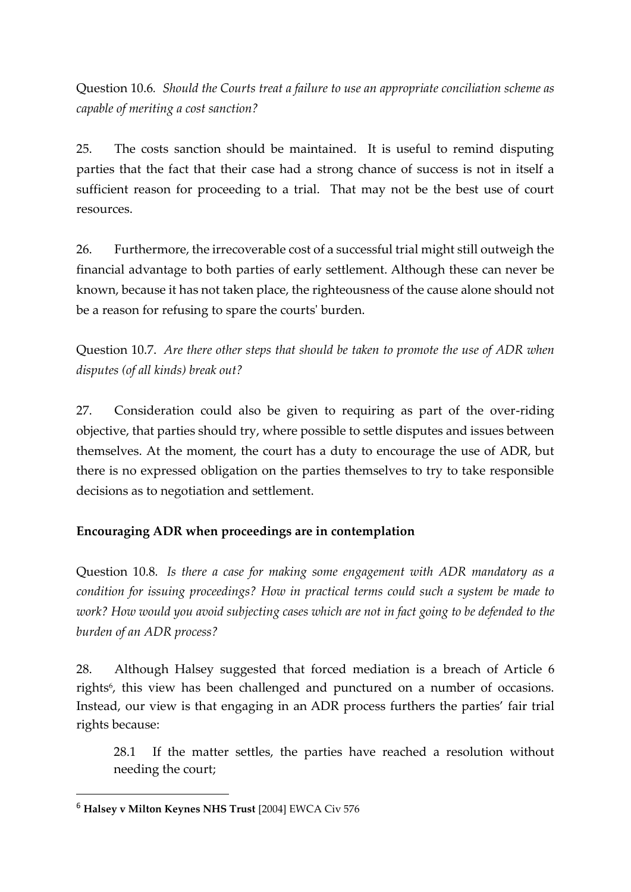Question 10.6. *Should the Courts treat a failure to use an appropriate conciliation scheme as capable of meriting a cost sanction?*

25. The costs sanction should be maintained. It is useful to remind disputing parties that the fact that their case had a strong chance of success is not in itself a sufficient reason for proceeding to a trial. That may not be the best use of court resources.

26. Furthermore, the irrecoverable cost of a successful trial might still outweigh the financial advantage to both parties of early settlement. Although these can never be known, because it has not taken place, the righteousness of the cause alone should not be a reason for refusing to spare the courts' burden.

Question 10.7. *Are there other steps that should be taken to promote the use of ADR when disputes (of all kinds) break out?*

27. Consideration could also be given to requiring as part of the over-riding objective, that parties should try, where possible to settle disputes and issues between themselves. At the moment, the court has a duty to encourage the use of ADR, but there is no expressed obligation on the parties themselves to try to take responsible decisions as to negotiation and settlement.

**Encouraging ADR when proceedings are in contemplation**

Question 10.8. *Is there a case for making some engagement with ADR mandatory as a condition for issuing proceedings? How in practical terms could such a system be made to work? How would you avoid subjecting cases which are not in fact going to be defended to the burden of an ADR process?*

28. Although Halsey suggested that forced mediation is a breach of Article 6 rights[6], this view has been challenged and punctured on a number of occasions. Instead, our view is that engaging in an ADR process furthers the parties' fair trial rights because:

> 28.1 If the matter settles, the parties have reached a resolution without needing the court;

[6] **Halsey v Milton Keynes NHS Trust** [2004] EWCA Civ 576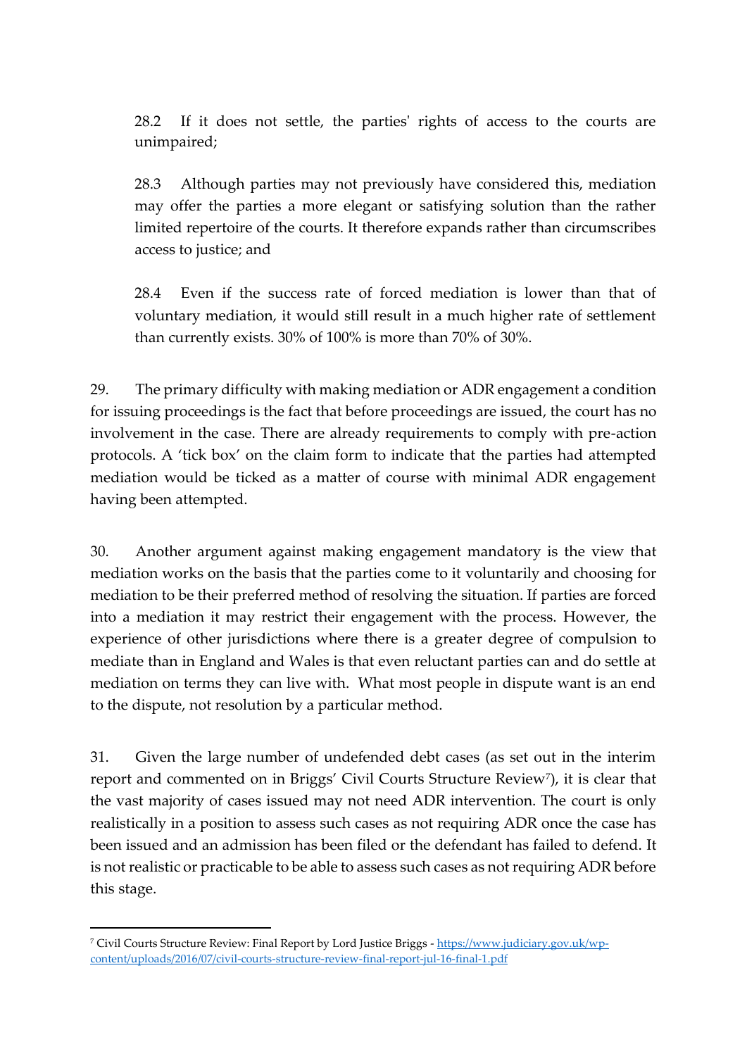28.2 If it does not settle, the parties' rights of access to the courts are unimpaired;

28.3 Although parties may not previously have considered this, mediation may offer the parties a more elegant or satisfying solution than the rather limited repertoire of the courts. It therefore expands rather than circumscribes access to justice; and

28.4 Even if the success rate of forced mediation is lower than that of voluntary mediation, it would still result in a much higher rate of settlement than currently exists. 30% of 100% is more than 70% of 30%.

29. The primary difficulty with making mediation or ADR engagement a condition for issuing proceedings is the fact that before proceedings are issued, the court has no involvement in the case. There are already requirements to comply with pre-action protocols. A 'tick box' on the claim form to indicate that the parties had attempted mediation would be ticked as a matter of course with minimal ADR engagement having been attempted.

30. Another argument against making engagement mandatory is the view that mediation works on the basis that the parties come to it voluntarily and choosing for mediation to be their preferred method of resolving the situation. If parties are forced into a mediation it may restrict their engagement with the process. However, the experience of other jurisdictions where there is a greater degree of compulsion to mediate than in England and Wales is that even reluctant parties can and do settle at mediation on terms they can live with. What most people in dispute want is an end to the dispute, not resolution by a particular method.

31. Given the large number of undefended debt cases (as set out in the interim report and commented on in Briggs' Civil Courts Structure Review[7]), it is clear that the vast majority of cases issued may not need ADR intervention. The court is only realistically in a position to assess such cases as not requiring ADR once the case has been issued and an admission has been filed or the defendant has failed to defend. It is not realistic or practicable to be able to assess such cases as not requiring ADR before this stage.

---

[7] Civil Courts Structure Review: Final Report by Lord Justice Briggs - https://www.judiciary.gov.uk/wp-content/uploads/2016/07/civil-courts-structure-review-final-report-jul-16-final-1.pdf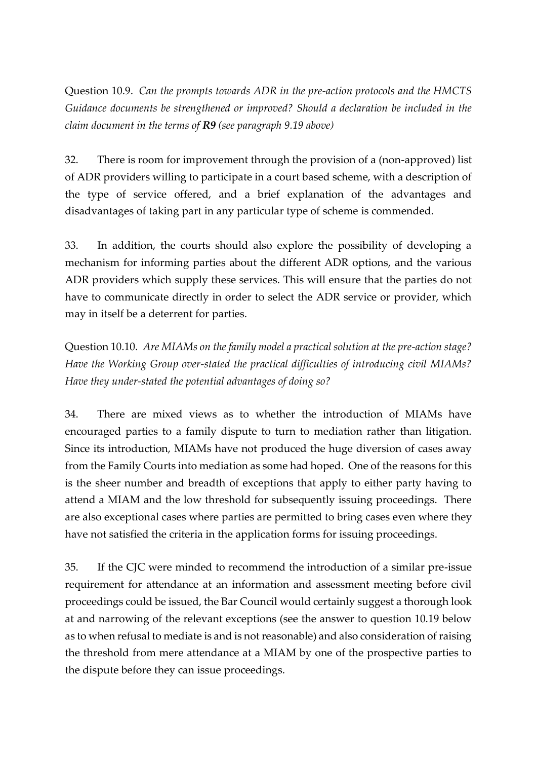Question 10.9. *Can the prompts towards ADR in the pre-action protocols and the HMCTS Guidance documents be strengthened or improved? Should a declaration be included in the claim document in the terms of* ***R9*** *(see paragraph 9.19 above)*

32. There is room for improvement through the provision of a (non-approved) list of ADR providers willing to participate in a court based scheme, with a description of the type of service offered, and a brief explanation of the advantages and disadvantages of taking part in any particular type of scheme is commended.

33. In addition, the courts should also explore the possibility of developing a mechanism for informing parties about the different ADR options, and the various ADR providers which supply these services. This will ensure that the parties do not have to communicate directly in order to select the ADR service or provider, which may in itself be a deterrent for parties.

Question 10.10. *Are MIAMs on the family model a practical solution at the pre-action stage? Have the Working Group over-stated the practical difficulties of introducing civil MIAMs? Have they under-stated the potential advantages of doing so?*

34. There are mixed views as to whether the introduction of MIAMs have encouraged parties to a family dispute to turn to mediation rather than litigation. Since its introduction, MIAMs have not produced the huge diversion of cases away from the Family Courts into mediation as some had hoped. One of the reasons for this is the sheer number and breadth of exceptions that apply to either party having to attend a MIAM and the low threshold for subsequently issuing proceedings. There are also exceptional cases where parties are permitted to bring cases even where they have not satisfied the criteria in the application forms for issuing proceedings.

35. If the CJC were minded to recommend the introduction of a similar pre-issue requirement for attendance at an information and assessment meeting before civil proceedings could be issued, the Bar Council would certainly suggest a thorough look at and narrowing of the relevant exceptions (see the answer to question 10.19 below as to when refusal to mediate is and is not reasonable) and also consideration of raising the threshold from mere attendance at a MIAM by one of the prospective parties to the dispute before they can issue proceedings.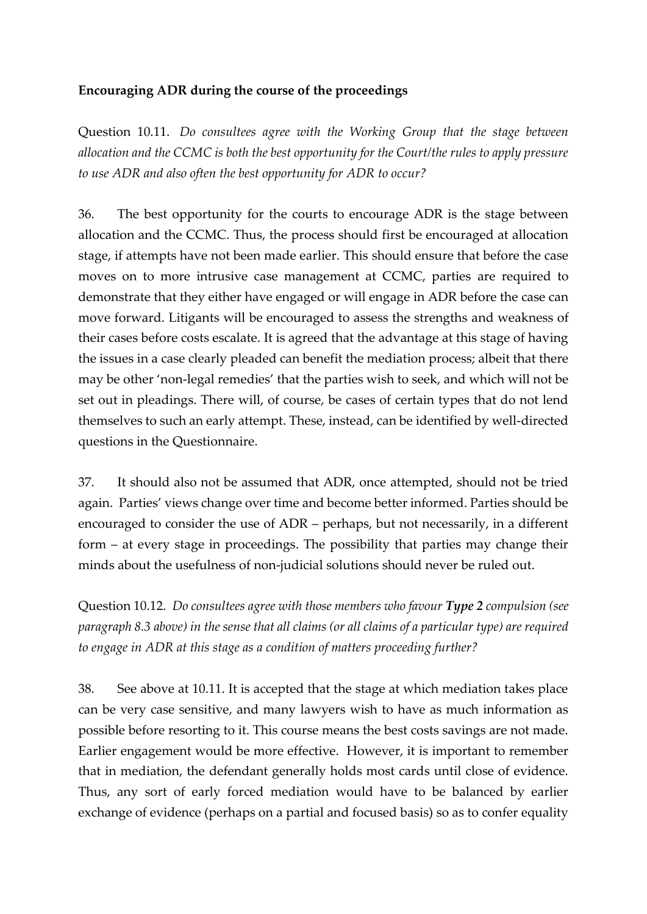**Encouraging ADR during the course of the proceedings**

Question 10.11. *Do consultees agree with the Working Group that the stage between allocation and the CCMC is both the best opportunity for the Court/the rules to apply pressure to use ADR and also often the best opportunity for ADR to occur?*

36. The best opportunity for the courts to encourage ADR is the stage between allocation and the CCMC. Thus, the process should first be encouraged at allocation stage, if attempts have not been made earlier. This should ensure that before the case moves on to more intrusive case management at CCMC, parties are required to demonstrate that they either have engaged or will engage in ADR before the case can move forward. Litigants will be encouraged to assess the strengths and weakness of their cases before costs escalate. It is agreed that the advantage at this stage of having the issues in a case clearly pleaded can benefit the mediation process; albeit that there may be other 'non-legal remedies' that the parties wish to seek, and which will not be set out in pleadings. There will, of course, be cases of certain types that do not lend themselves to such an early attempt. These, instead, can be identified by well-directed questions in the Questionnaire.

37. It should also not be assumed that ADR, once attempted, should not be tried again. Parties' views change over time and become better informed. Parties should be encouraged to consider the use of ADR – perhaps, but not necessarily, in a different form – at every stage in proceedings. The possibility that parties may change their minds about the usefulness of non-judicial solutions should never be ruled out.

Question 10.12. *Do consultees agree with those members who favour* ***Type 2*** *compulsion (see paragraph 8.3 above) in the sense that all claims (or all claims of a particular type) are required to engage in ADR at this stage as a condition of matters proceeding further?*

38. See above at 10.11. It is accepted that the stage at which mediation takes place can be very case sensitive, and many lawyers wish to have as much information as possible before resorting to it. This course means the best costs savings are not made. Earlier engagement would be more effective. However, it is important to remember that in mediation, the defendant generally holds most cards until close of evidence. Thus, any sort of early forced mediation would have to be balanced by earlier exchange of evidence (perhaps on a partial and focused basis) so as to confer equality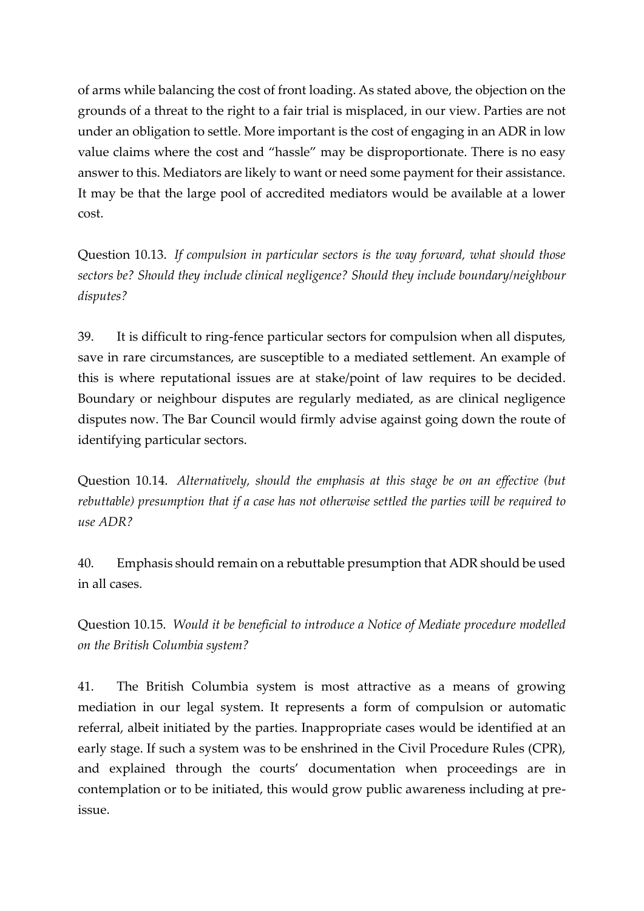of arms while balancing the cost of front loading. As stated above, the objection on the grounds of a threat to the right to a fair trial is misplaced, in our view. Parties are not under an obligation to settle. More important is the cost of engaging in an ADR in low value claims where the cost and "hassle" may be disproportionate. There is no easy answer to this. Mediators are likely to want or need some payment for their assistance. It may be that the large pool of accredited mediators would be available at a lower cost.

Question 10.13. *If compulsion in particular sectors is the way forward, what should those sectors be? Should they include clinical negligence? Should they include boundary/neighbour disputes?*

39. It is difficult to ring-fence particular sectors for compulsion when all disputes, save in rare circumstances, are susceptible to a mediated settlement. An example of this is where reputational issues are at stake/point of law requires to be decided. Boundary or neighbour disputes are regularly mediated, as are clinical negligence disputes now. The Bar Council would firmly advise against going down the route of identifying particular sectors.

Question 10.14. *Alternatively, should the emphasis at this stage be on an effective (but rebuttable) presumption that if a case has not otherwise settled the parties will be required to use ADR?*

40. Emphasis should remain on a rebuttable presumption that ADR should be used in all cases.

Question 10.15. *Would it be beneficial to introduce a Notice of Mediate procedure modelled on the British Columbia system?*

41. The British Columbia system is most attractive as a means of growing mediation in our legal system. It represents a form of compulsion or automatic referral, albeit initiated by the parties. Inappropriate cases would be identified at an early stage. If such a system was to be enshrined in the Civil Procedure Rules (CPR), and explained through the courts' documentation when proceedings are in contemplation or to be initiated, this would grow public awareness including at pre-issue.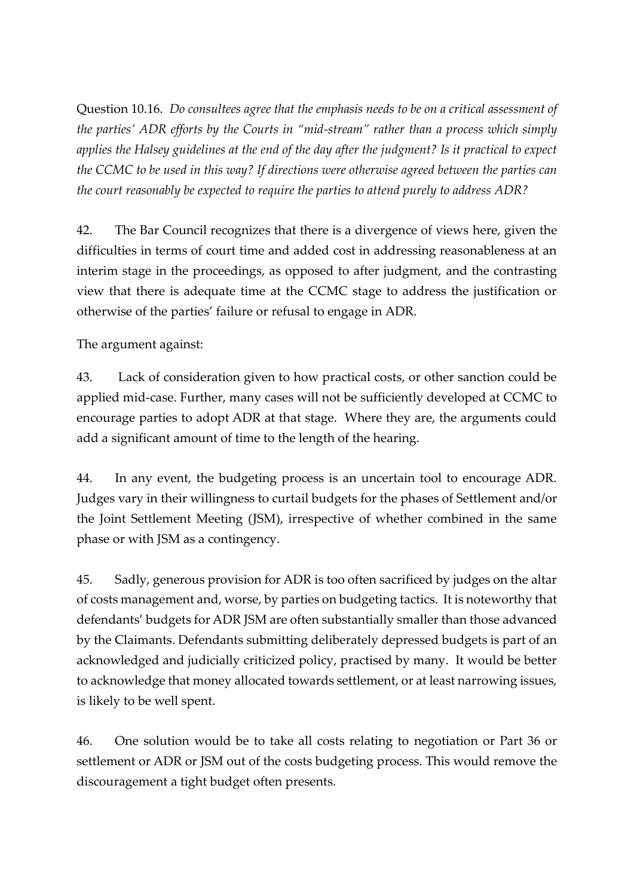Question 10.16. *Do consultees agree that the emphasis needs to be on a critical assessment of the parties' ADR efforts by the Courts in "mid-stream" rather than a process which simply applies the Halsey guidelines at the end of the day after the judgment? Is it practical to expect the CCMC to be used in this way? If directions were otherwise agreed between the parties can the court reasonably be expected to require the parties to attend purely to address ADR?*

42. The Bar Council recognizes that there is a divergence of views here, given the difficulties in terms of court time and added cost in addressing reasonableness at an interim stage in the proceedings, as opposed to after judgment, and the contrasting view that there is adequate time at the CCMC stage to address the justification or otherwise of the parties' failure or refusal to engage in ADR.

The argument against:

43. Lack of consideration given to how practical costs, or other sanction could be applied mid-case. Further, many cases will not be sufficiently developed at CCMC to encourage parties to adopt ADR at that stage. Where they are, the arguments could add a significant amount of time to the length of the hearing.

44. In any event, the budgeting process is an uncertain tool to encourage ADR. Judges vary in their willingness to curtail budgets for the phases of Settlement and/or the Joint Settlement Meeting (JSM), irrespective of whether combined in the same phase or with JSM as a contingency.

45. Sadly, generous provision for ADR is too often sacrificed by judges on the altar of costs management and, worse, by parties on budgeting tactics. It is noteworthy that defendants' budgets for ADR JSM are often substantially smaller than those advanced by the Claimants. Defendants submitting deliberately depressed budgets is part of an acknowledged and judicially criticized policy, practised by many. It would be better to acknowledge that money allocated towards settlement, or at least narrowing issues, is likely to be well spent.

46. One solution would be to take all costs relating to negotiation or Part 36 or settlement or ADR or JSM out of the costs budgeting process. This would remove the discouragement a tight budget often presents.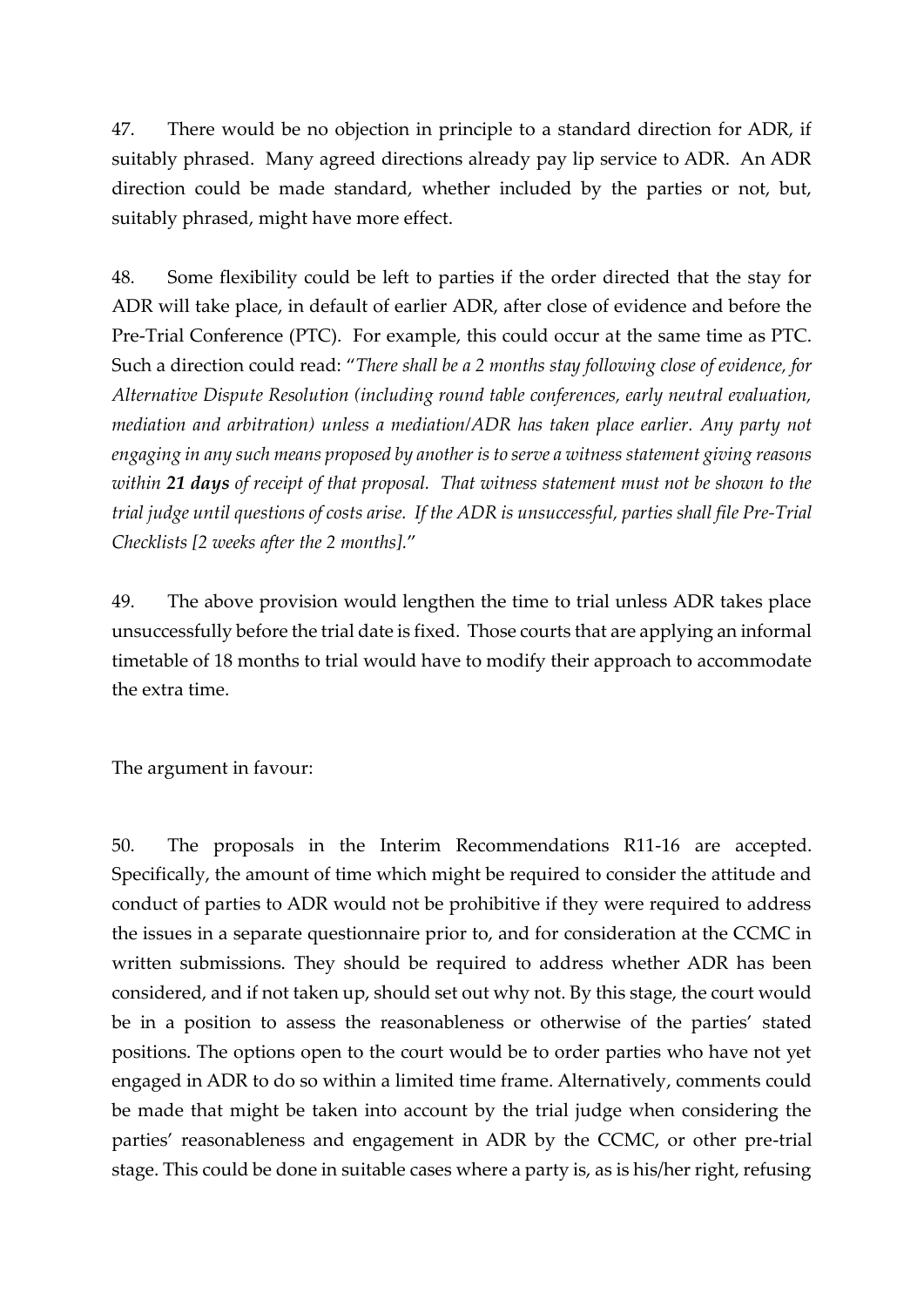47. There would be no objection in principle to a standard direction for ADR, if suitably phrased. Many agreed directions already pay lip service to ADR. An ADR direction could be made standard, whether included by the parties or not, but, suitably phrased, might have more effect.

48. Some flexibility could be left to parties if the order directed that the stay for ADR will take place, in default of earlier ADR, after close of evidence and before the Pre-Trial Conference (PTC). For example, this could occur at the same time as PTC. Such a direction could read: "*There shall be a 2 months stay following close of evidence, for Alternative Dispute Resolution (including round table conferences, early neutral evaluation, mediation and arbitration) unless a mediation/ADR has taken place earlier. Any party not engaging in any such means proposed by another is to serve a witness statement giving reasons within **21 days** of receipt of that proposal. That witness statement must not be shown to the trial judge until questions of costs arise. If the ADR is unsuccessful, parties shall file Pre-Trial Checklists [2 weeks after the 2 months].*"

49. The above provision would lengthen the time to trial unless ADR takes place unsuccessfully before the trial date is fixed. Those courts that are applying an informal timetable of 18 months to trial would have to modify their approach to accommodate the extra time.

The argument in favour:

50. The proposals in the Interim Recommendations R11-16 are accepted. Specifically, the amount of time which might be required to consider the attitude and conduct of parties to ADR would not be prohibitive if they were required to address the issues in a separate questionnaire prior to, and for consideration at the CCMC in written submissions. They should be required to address whether ADR has been considered, and if not taken up, should set out why not. By this stage, the court would be in a position to assess the reasonableness or otherwise of the parties' stated positions. The options open to the court would be to order parties who have not yet engaged in ADR to do so within a limited time frame. Alternatively, comments could be made that might be taken into account by the trial judge when considering the parties' reasonableness and engagement in ADR by the CCMC, or other pre-trial stage. This could be done in suitable cases where a party is, as is his/her right, refusing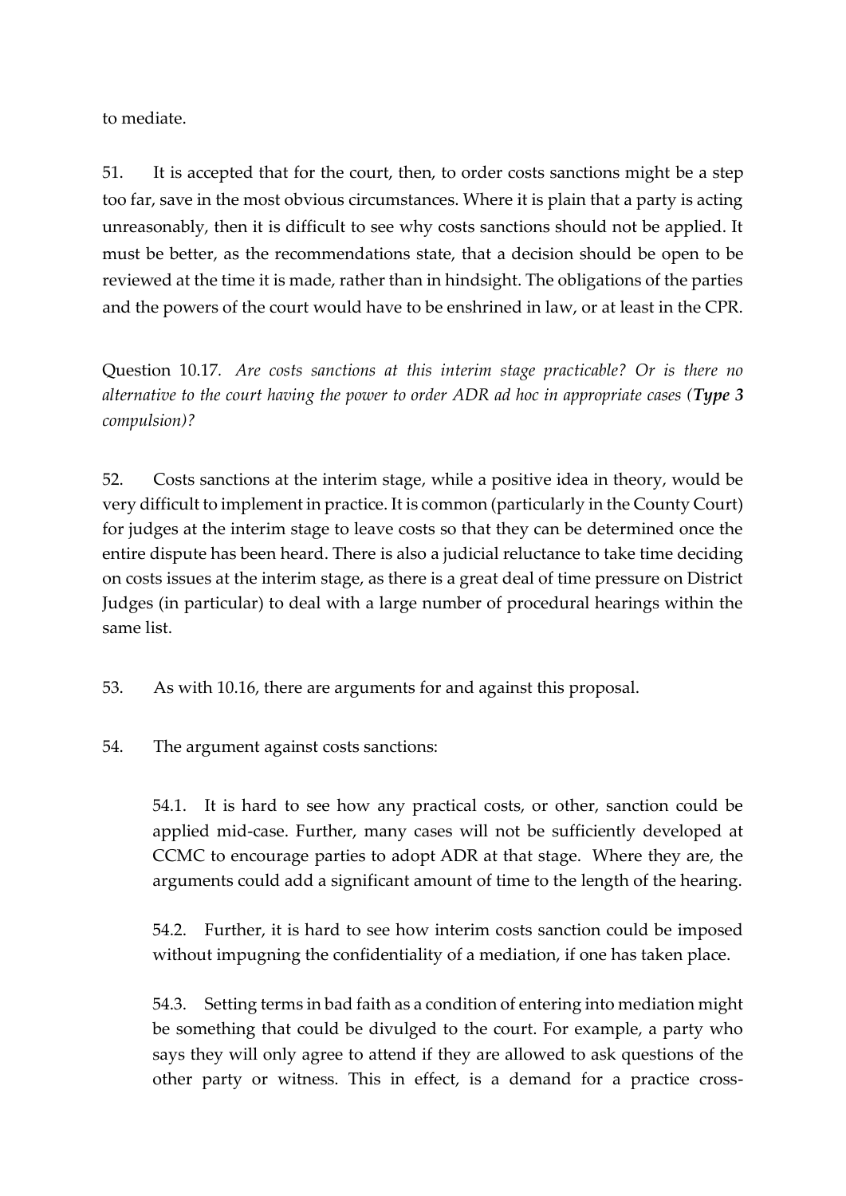to mediate.

51. It is accepted that for the court, then, to order costs sanctions might be a step too far, save in the most obvious circumstances. Where it is plain that a party is acting unreasonably, then it is difficult to see why costs sanctions should not be applied. It must be better, as the recommendations state, that a decision should be open to be reviewed at the time it is made, rather than in hindsight. The obligations of the parties and the powers of the court would have to be enshrined in law, or at least in the CPR.

Question 10.17. *Are costs sanctions at this interim stage practicable? Or is there no alternative to the court having the power to order ADR ad hoc in appropriate cases (**Type 3** compulsion)?*

52. Costs sanctions at the interim stage, while a positive idea in theory, would be very difficult to implement in practice. It is common (particularly in the County Court) for judges at the interim stage to leave costs so that they can be determined once the entire dispute has been heard. There is also a judicial reluctance to take time deciding on costs issues at the interim stage, as there is a great deal of time pressure on District Judges (in particular) to deal with a large number of procedural hearings within the same list.

53. As with 10.16, there are arguments for and against this proposal.

54. The argument against costs sanctions:

54.1. It is hard to see how any practical costs, or other, sanction could be applied mid-case. Further, many cases will not be sufficiently developed at CCMC to encourage parties to adopt ADR at that stage. Where they are, the arguments could add a significant amount of time to the length of the hearing.

54.2. Further, it is hard to see how interim costs sanction could be imposed without impugning the confidentiality of a mediation, if one has taken place.

54.3. Setting terms in bad faith as a condition of entering into mediation might be something that could be divulged to the court. For example, a party who says they will only agree to attend if they are allowed to ask questions of the other party or witness. This in effect, is a demand for a practice cross-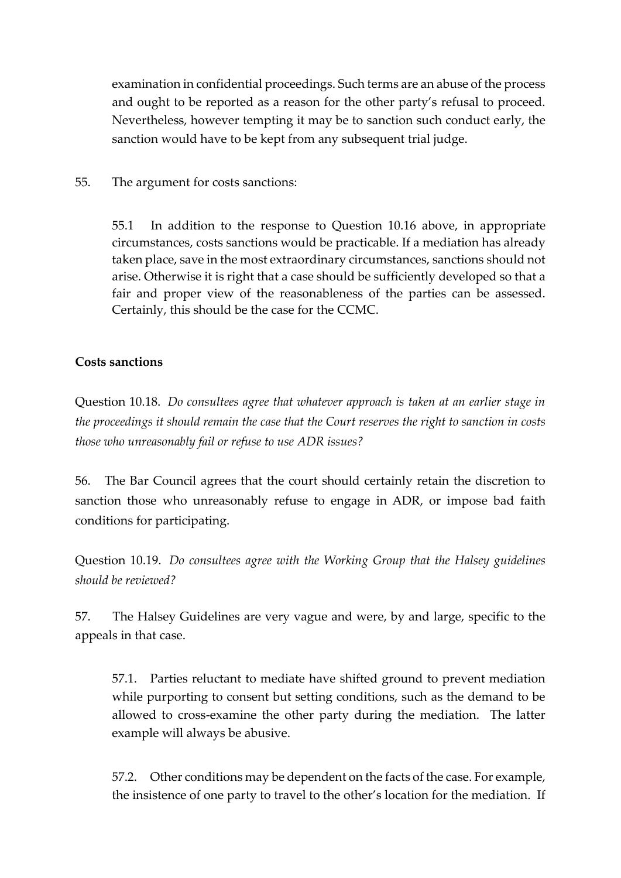examination in confidential proceedings. Such terms are an abuse of the process and ought to be reported as a reason for the other party's refusal to proceed. Nevertheless, however tempting it may be to sanction such conduct early, the sanction would have to be kept from any subsequent trial judge.

55. The argument for costs sanctions:

55.1 In addition to the response to Question 10.16 above, in appropriate circumstances, costs sanctions would be practicable. If a mediation has already taken place, save in the most extraordinary circumstances, sanctions should not arise. Otherwise it is right that a case should be sufficiently developed so that a fair and proper view of the reasonableness of the parties can be assessed. Certainly, this should be the case for the CCMC.

**Costs sanctions**

Question 10.18. *Do consultees agree that whatever approach is taken at an earlier stage in the proceedings it should remain the case that the Court reserves the right to sanction in costs those who unreasonably fail or refuse to use ADR issues?*

56. The Bar Council agrees that the court should certainly retain the discretion to sanction those who unreasonably refuse to engage in ADR, or impose bad faith conditions for participating.

Question 10.19. *Do consultees agree with the Working Group that the Halsey guidelines should be reviewed?*

57. The Halsey Guidelines are very vague and were, by and large, specific to the appeals in that case.

57.1. Parties reluctant to mediate have shifted ground to prevent mediation while purporting to consent but setting conditions, such as the demand to be allowed to cross-examine the other party during the mediation. The latter example will always be abusive.

57.2. Other conditions may be dependent on the facts of the case. For example, the insistence of one party to travel to the other's location for the mediation. If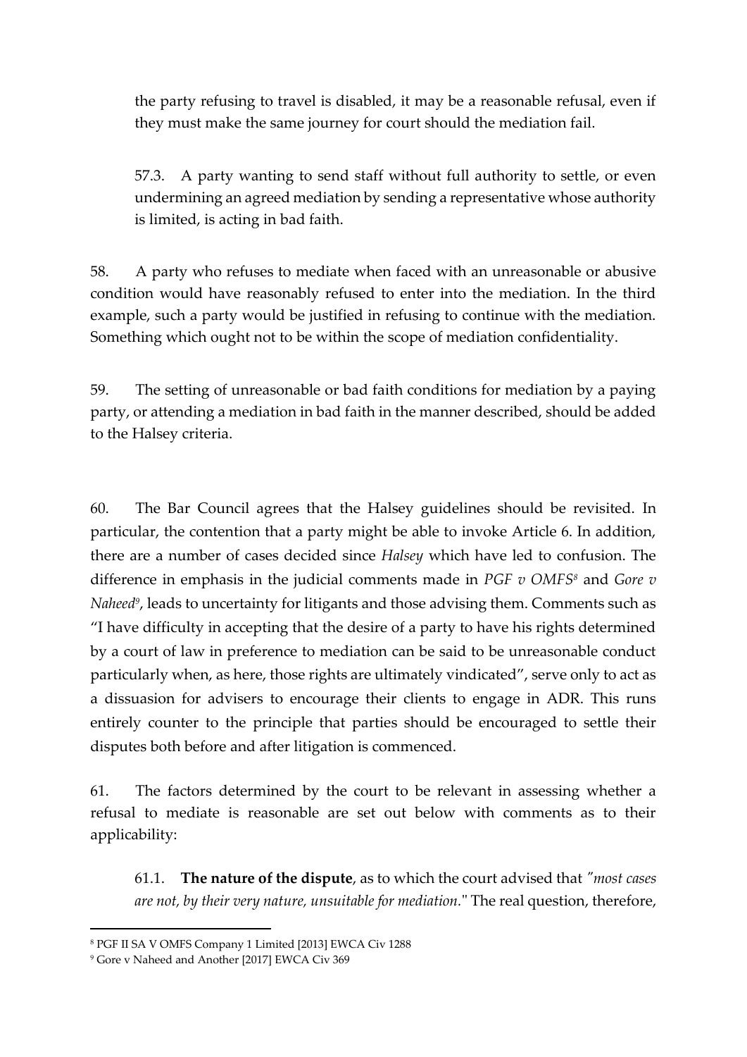the party refusing to travel is disabled, it may be a reasonable refusal, even if they must make the same journey for court should the mediation fail.

57.3. A party wanting to send staff without full authority to settle, or even undermining an agreed mediation by sending a representative whose authority is limited, is acting in bad faith.

58. A party who refuses to mediate when faced with an unreasonable or abusive condition would have reasonably refused to enter into the mediation. In the third example, such a party would be justified in refusing to continue with the mediation. Something which ought not to be within the scope of mediation confidentiality.

59. The setting of unreasonable or bad faith conditions for mediation by a paying party, or attending a mediation in bad faith in the manner described, should be added to the Halsey criteria.

60. The Bar Council agrees that the Halsey guidelines should be revisited. In particular, the contention that a party might be able to invoke Article 6. In addition, there are a number of cases decided since *Halsey* which have led to confusion. The difference in emphasis in the judicial comments made in *PGF v OMFS*[8] and *Gore v Naheed*[9], leads to uncertainty for litigants and those advising them. Comments such as "I have difficulty in accepting that the desire of a party to have his rights determined by a court of law in preference to mediation can be said to be unreasonable conduct particularly when, as here, those rights are ultimately vindicated", serve only to act as a dissuasion for advisers to encourage their clients to engage in ADR. This runs entirely counter to the principle that parties should be encouraged to settle their disputes both before and after litigation is commenced.

61. The factors determined by the court to be relevant in assessing whether a refusal to mediate is reasonable are set out below with comments as to their applicability:

61.1. **The nature of the dispute**, as to which the court advised that *"most cases are not, by their very nature, unsuitable for mediation."* The real question, therefore,

[8] PGF II SA V OMFS Company 1 Limited [2013] EWCA Civ 1288

[9] Gore v Naheed and Another [2017] EWCA Civ 369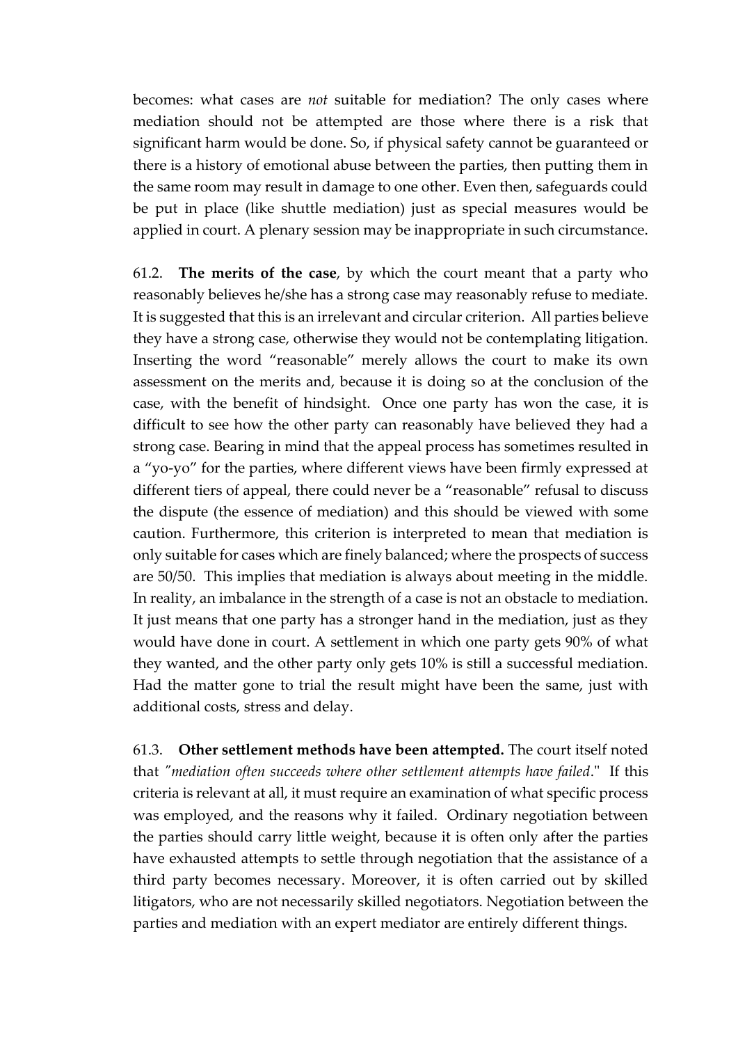becomes: what cases are *not* suitable for mediation? The only cases where mediation should not be attempted are those where there is a risk that significant harm would be done. So, if physical safety cannot be guaranteed or there is a history of emotional abuse between the parties, then putting them in the same room may result in damage to one other. Even then, safeguards could be put in place (like shuttle mediation) just as special measures would be applied in court. A plenary session may be inappropriate in such circumstance.

61.2. **The merits of the case**, by which the court meant that a party who reasonably believes he/she has a strong case may reasonably refuse to mediate. It is suggested that this is an irrelevant and circular criterion. All parties believe they have a strong case, otherwise they would not be contemplating litigation. Inserting the word "reasonable" merely allows the court to make its own assessment on the merits and, because it is doing so at the conclusion of the case, with the benefit of hindsight. Once one party has won the case, it is difficult to see how the other party can reasonably have believed they had a strong case. Bearing in mind that the appeal process has sometimes resulted in a "yo-yo" for the parties, where different views have been firmly expressed at different tiers of appeal, there could never be a "reasonable" refusal to discuss the dispute (the essence of mediation) and this should be viewed with some caution. Furthermore, this criterion is interpreted to mean that mediation is only suitable for cases which are finely balanced; where the prospects of success are 50/50. This implies that mediation is always about meeting in the middle. In reality, an imbalance in the strength of a case is not an obstacle to mediation. It just means that one party has a stronger hand in the mediation, just as they would have done in court. A settlement in which one party gets 90% of what they wanted, and the other party only gets 10% is still a successful mediation. Had the matter gone to trial the result might have been the same, just with additional costs, stress and delay.

61.3. **Other settlement methods have been attempted.** The court itself noted that *"mediation often succeeds where other settlement attempts have failed*." If this criteria is relevant at all, it must require an examination of what specific process was employed, and the reasons why it failed. Ordinary negotiation between the parties should carry little weight, because it is often only after the parties have exhausted attempts to settle through negotiation that the assistance of a third party becomes necessary. Moreover, it is often carried out by skilled litigators, who are not necessarily skilled negotiators. Negotiation between the parties and mediation with an expert mediator are entirely different things.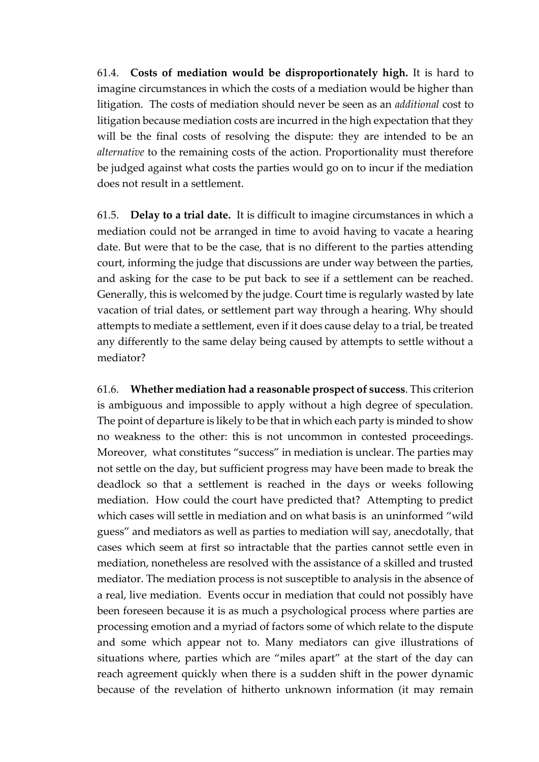61.4. **Costs of mediation would be disproportionately high.** It is hard to imagine circumstances in which the costs of a mediation would be higher than litigation. The costs of mediation should never be seen as an *additional* cost to litigation because mediation costs are incurred in the high expectation that they will be the final costs of resolving the dispute: they are intended to be an *alternative* to the remaining costs of the action. Proportionality must therefore be judged against what costs the parties would go on to incur if the mediation does not result in a settlement.

61.5. **Delay to a trial date.** It is difficult to imagine circumstances in which a mediation could not be arranged in time to avoid having to vacate a hearing date. But were that to be the case, that is no different to the parties attending court, informing the judge that discussions are under way between the parties, and asking for the case to be put back to see if a settlement can be reached. Generally, this is welcomed by the judge. Court time is regularly wasted by late vacation of trial dates, or settlement part way through a hearing. Why should attempts to mediate a settlement, even if it does cause delay to a trial, be treated any differently to the same delay being caused by attempts to settle without a mediator?

61.6. **Whether mediation had a reasonable prospect of success**. This criterion is ambiguous and impossible to apply without a high degree of speculation. The point of departure is likely to be that in which each party is minded to show no weakness to the other: this is not uncommon in contested proceedings. Moreover, what constitutes "success" in mediation is unclear. The parties may not settle on the day, but sufficient progress may have been made to break the deadlock so that a settlement is reached in the days or weeks following mediation. How could the court have predicted that? Attempting to predict which cases will settle in mediation and on what basis is an uninformed "wild guess" and mediators as well as parties to mediation will say, anecdotally, that cases which seem at first so intractable that the parties cannot settle even in mediation, nonetheless are resolved with the assistance of a skilled and trusted mediator. The mediation process is not susceptible to analysis in the absence of a real, live mediation. Events occur in mediation that could not possibly have been foreseen because it is as much a psychological process where parties are processing emotion and a myriad of factors some of which relate to the dispute and some which appear not to. Many mediators can give illustrations of situations where, parties which are "miles apart" at the start of the day can reach agreement quickly when there is a sudden shift in the power dynamic because of the revelation of hitherto unknown information (it may remain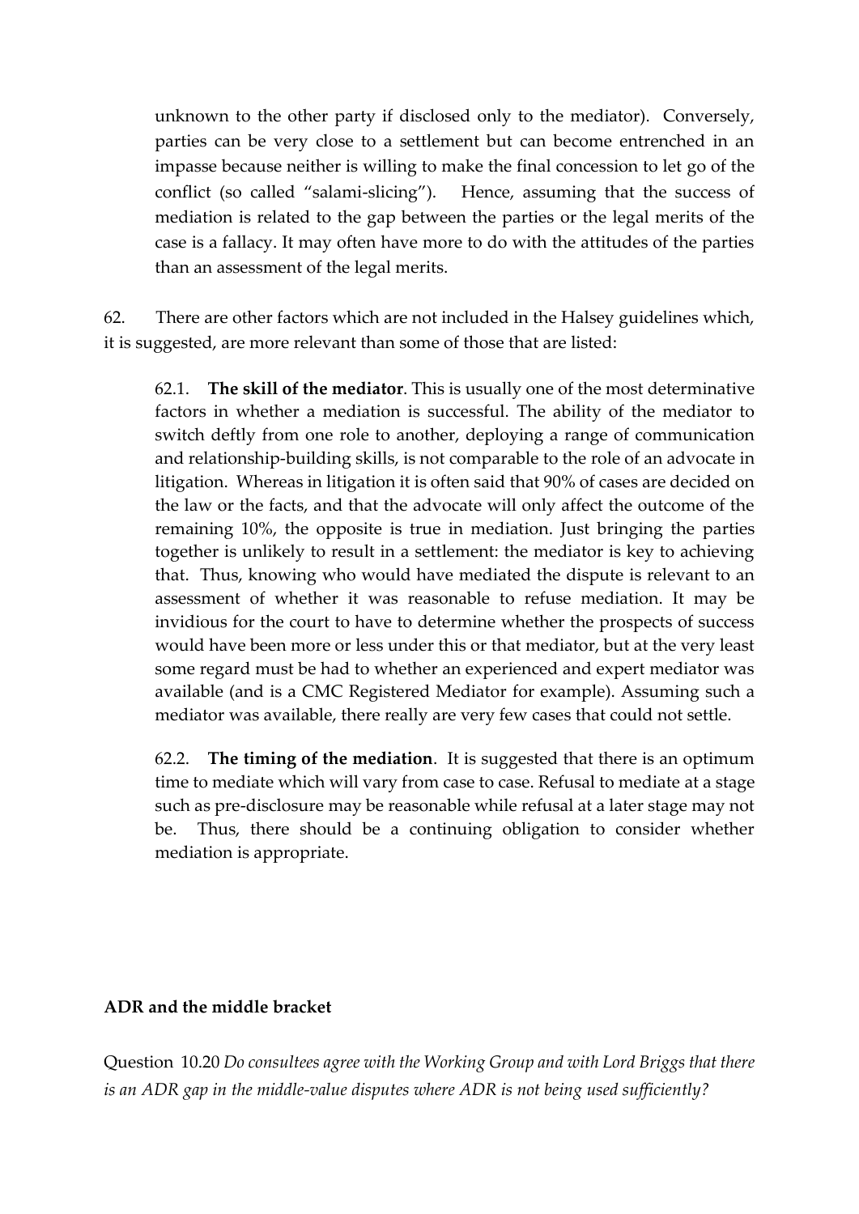unknown to the other party if disclosed only to the mediator). Conversely, parties can be very close to a settlement but can become entrenched in an impasse because neither is willing to make the final concession to let go of the conflict (so called "salami-slicing"). Hence, assuming that the success of mediation is related to the gap between the parties or the legal merits of the case is a fallacy. It may often have more to do with the attitudes of the parties than an assessment of the legal merits.

62. There are other factors which are not included in the Halsey guidelines which, it is suggested, are more relevant than some of those that are listed:

62.1. **The skill of the mediator**. This is usually one of the most determinative factors in whether a mediation is successful. The ability of the mediator to switch deftly from one role to another, deploying a range of communication and relationship-building skills, is not comparable to the role of an advocate in litigation. Whereas in litigation it is often said that 90% of cases are decided on the law or the facts, and that the advocate will only affect the outcome of the remaining 10%, the opposite is true in mediation. Just bringing the parties together is unlikely to result in a settlement: the mediator is key to achieving that. Thus, knowing who would have mediated the dispute is relevant to an assessment of whether it was reasonable to refuse mediation. It may be invidious for the court to have to determine whether the prospects of success would have been more or less under this or that mediator, but at the very least some regard must be had to whether an experienced and expert mediator was available (and is a CMC Registered Mediator for example). Assuming such a mediator was available, there really are very few cases that could not settle.

62.2. **The timing of the mediation**. It is suggested that there is an optimum time to mediate which will vary from case to case. Refusal to mediate at a stage such as pre-disclosure may be reasonable while refusal at a later stage may not be. Thus, there should be a continuing obligation to consider whether mediation is appropriate.

**ADR and the middle bracket**

Question 10.20 *Do consultees agree with the Working Group and with Lord Briggs that there is an ADR gap in the middle-value disputes where ADR is not being used sufficiently?*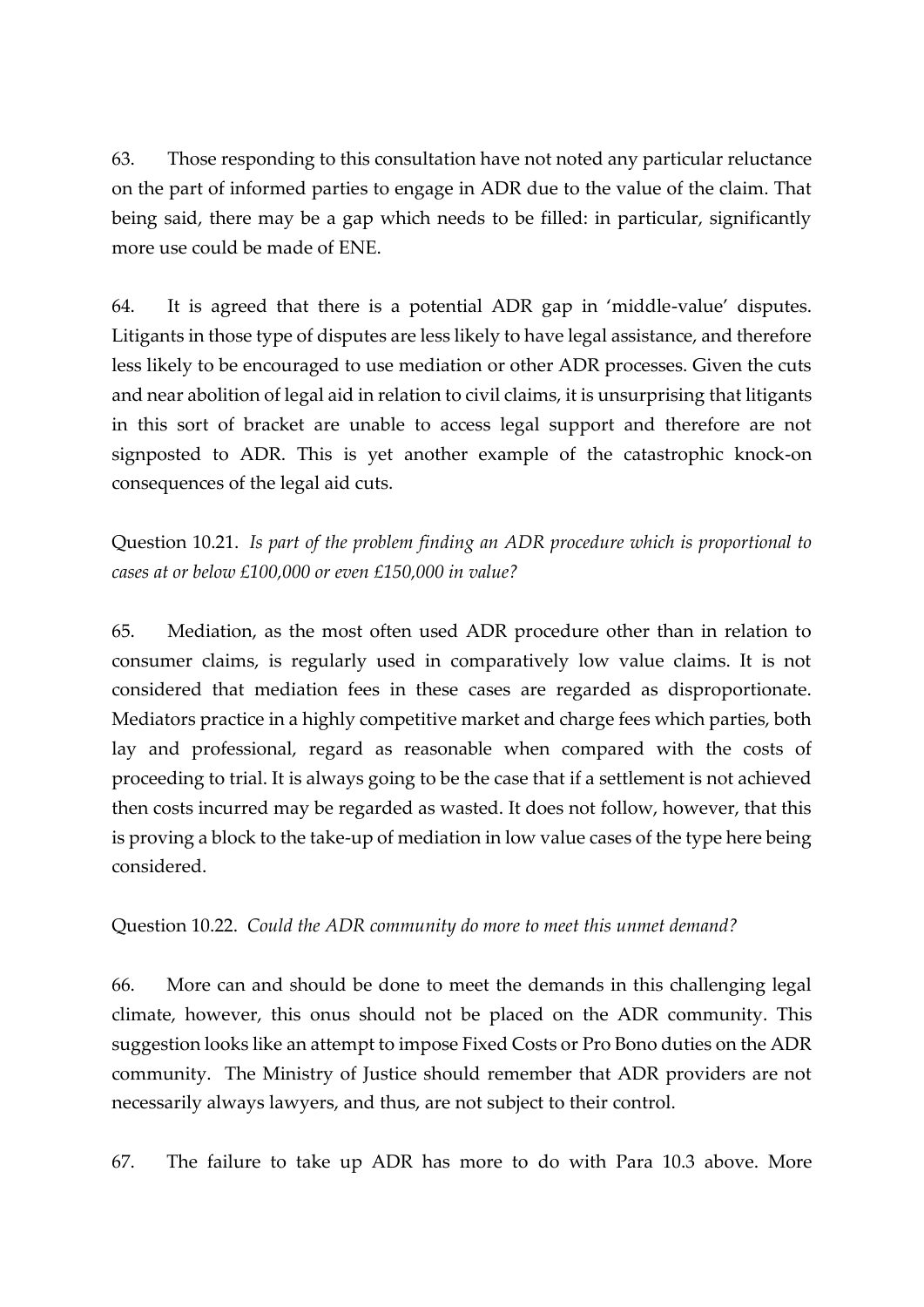63. Those responding to this consultation have not noted any particular reluctance on the part of informed parties to engage in ADR due to the value of the claim. That being said, there may be a gap which needs to be filled: in particular, significantly more use could be made of ENE.

64. It is agreed that there is a potential ADR gap in 'middle-value' disputes. Litigants in those type of disputes are less likely to have legal assistance, and therefore less likely to be encouraged to use mediation or other ADR processes. Given the cuts and near abolition of legal aid in relation to civil claims, it is unsurprising that litigants in this sort of bracket are unable to access legal support and therefore are not signposted to ADR. This is yet another example of the catastrophic knock-on consequences of the legal aid cuts.

Question 10.21. *Is part of the problem finding an ADR procedure which is proportional to cases at or below £100,000 or even £150,000 in value?*

65. Mediation, as the most often used ADR procedure other than in relation to consumer claims, is regularly used in comparatively low value claims. It is not considered that mediation fees in these cases are regarded as disproportionate. Mediators practice in a highly competitive market and charge fees which parties, both lay and professional, regard as reasonable when compared with the costs of proceeding to trial. It is always going to be the case that if a settlement is not achieved then costs incurred may be regarded as wasted. It does not follow, however, that this is proving a block to the take-up of mediation in low value cases of the type here being considered.

Question 10.22. *Could the ADR community do more to meet this unmet demand?*

66. More can and should be done to meet the demands in this challenging legal climate, however, this onus should not be placed on the ADR community. This suggestion looks like an attempt to impose Fixed Costs or Pro Bono duties on the ADR community. The Ministry of Justice should remember that ADR providers are not necessarily always lawyers, and thus, are not subject to their control.

67. The failure to take up ADR has more to do with Para 10.3 above. More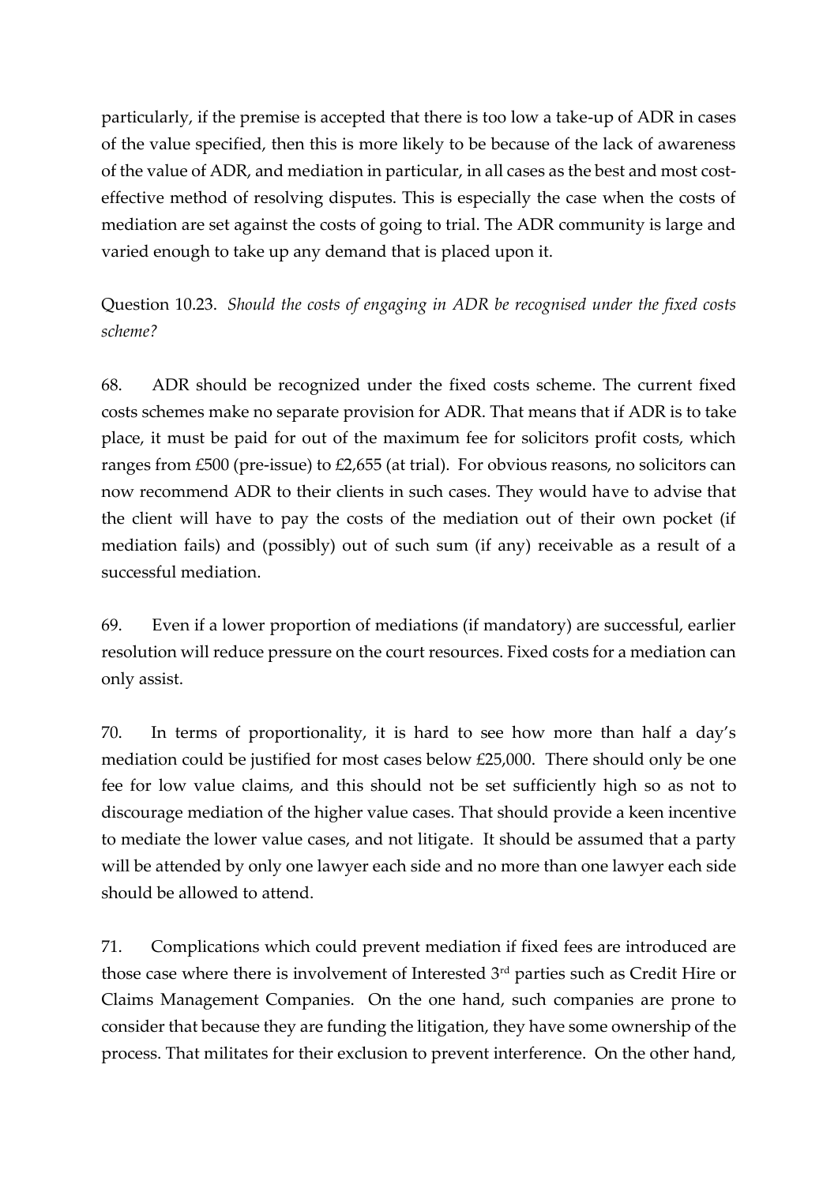particularly, if the premise is accepted that there is too low a take-up of ADR in cases of the value specified, then this is more likely to be because of the lack of awareness of the value of ADR, and mediation in particular, in all cases as the best and most cost-effective method of resolving disputes. This is especially the case when the costs of mediation are set against the costs of going to trial. The ADR community is large and varied enough to take up any demand that is placed upon it.

Question 10.23. *Should the costs of engaging in ADR be recognised under the fixed costs scheme?*

68. ADR should be recognized under the fixed costs scheme. The current fixed costs schemes make no separate provision for ADR. That means that if ADR is to take place, it must be paid for out of the maximum fee for solicitors profit costs, which ranges from £500 (pre-issue) to £2,655 (at trial). For obvious reasons, no solicitors can now recommend ADR to their clients in such cases. They would have to advise that the client will have to pay the costs of the mediation out of their own pocket (if mediation fails) and (possibly) out of such sum (if any) receivable as a result of a successful mediation.

69. Even if a lower proportion of mediations (if mandatory) are successful, earlier resolution will reduce pressure on the court resources. Fixed costs for a mediation can only assist.

70. In terms of proportionality, it is hard to see how more than half a day's mediation could be justified for most cases below £25,000. There should only be one fee for low value claims, and this should not be set sufficiently high so as not to discourage mediation of the higher value cases. That should provide a keen incentive to mediate the lower value cases, and not litigate. It should be assumed that a party will be attended by only one lawyer each side and no more than one lawyer each side should be allowed to attend.

71. Complications which could prevent mediation if fixed fees are introduced are those case where there is involvement of Interested 3rd parties such as Credit Hire or Claims Management Companies. On the one hand, such companies are prone to consider that because they are funding the litigation, they have some ownership of the process. That militates for their exclusion to prevent interference. On the other hand,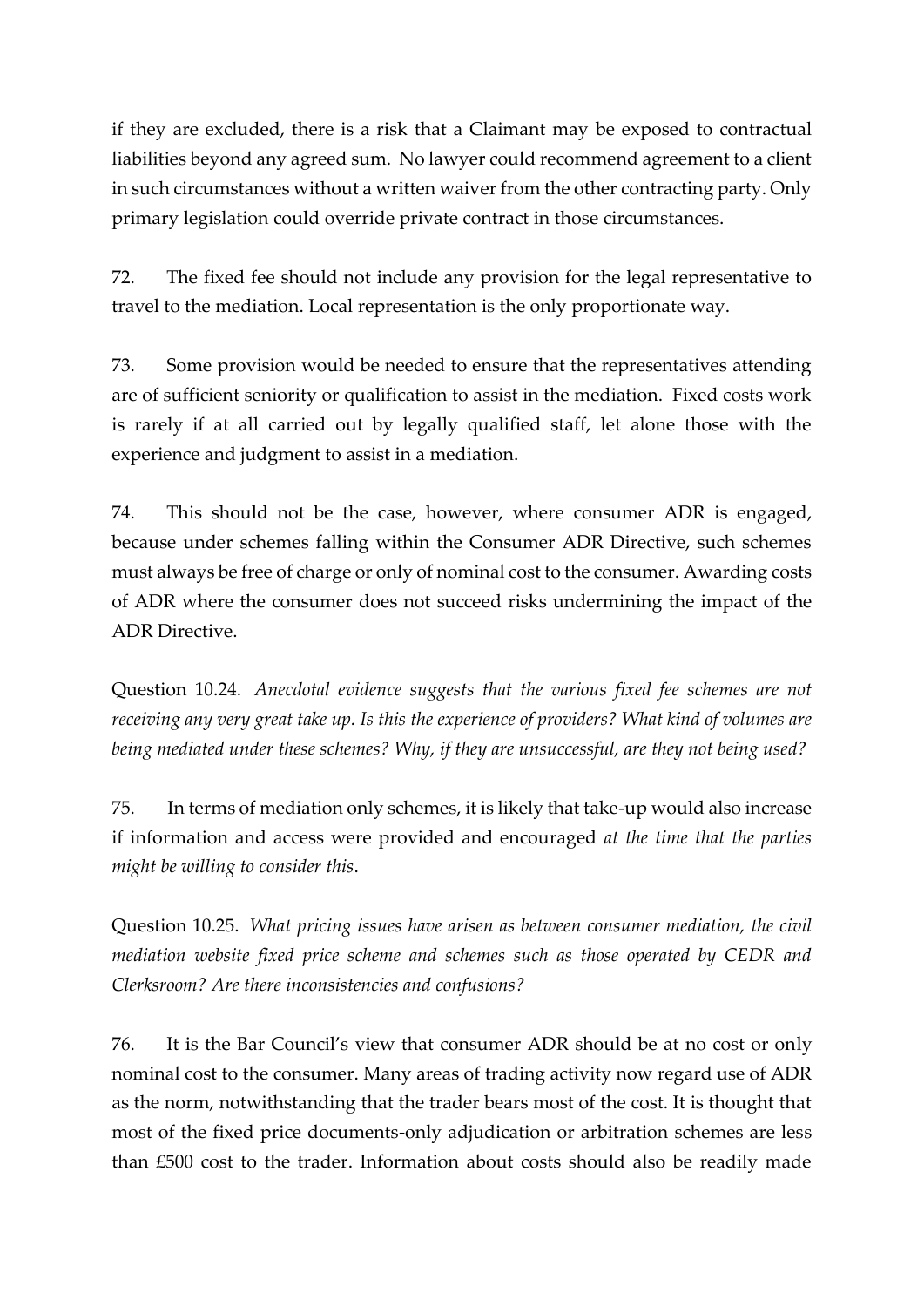if they are excluded, there is a risk that a Claimant may be exposed to contractual liabilities beyond any agreed sum. No lawyer could recommend agreement to a client in such circumstances without a written waiver from the other contracting party. Only primary legislation could override private contract in those circumstances.

72. The fixed fee should not include any provision for the legal representative to travel to the mediation. Local representation is the only proportionate way.

73. Some provision would be needed to ensure that the representatives attending are of sufficient seniority or qualification to assist in the mediation. Fixed costs work is rarely if at all carried out by legally qualified staff, let alone those with the experience and judgment to assist in a mediation.

74. This should not be the case, however, where consumer ADR is engaged, because under schemes falling within the Consumer ADR Directive, such schemes must always be free of charge or only of nominal cost to the consumer. Awarding costs of ADR where the consumer does not succeed risks undermining the impact of the ADR Directive.

Question 10.24. *Anecdotal evidence suggests that the various fixed fee schemes are not receiving any very great take up. Is this the experience of providers? What kind of volumes are being mediated under these schemes? Why, if they are unsuccessful, are they not being used?*

75. In terms of mediation only schemes, it is likely that take-up would also increase if information and access were provided and encouraged *at the time that the parties might be willing to consider this*.

Question 10.25. *What pricing issues have arisen as between consumer mediation, the civil mediation website fixed price scheme and schemes such as those operated by CEDR and Clerksroom? Are there inconsistencies and confusions?*

76. It is the Bar Council's view that consumer ADR should be at no cost or only nominal cost to the consumer. Many areas of trading activity now regard use of ADR as the norm, notwithstanding that the trader bears most of the cost. It is thought that most of the fixed price documents-only adjudication or arbitration schemes are less than £500 cost to the trader. Information about costs should also be readily made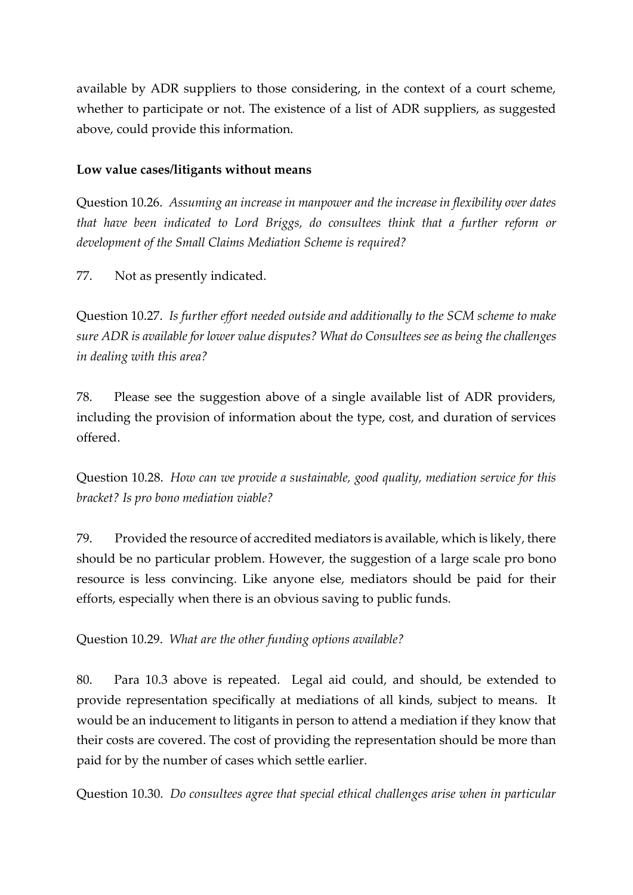available by ADR suppliers to those considering, in the context of a court scheme, whether to participate or not. The existence of a list of ADR suppliers, as suggested above, could provide this information.

**Low value cases/litigants without means**

Question 10.26. *Assuming an increase in manpower and the increase in flexibility over dates that have been indicated to Lord Briggs, do consultees think that a further reform or development of the Small Claims Mediation Scheme is required?*

77. Not as presently indicated.

Question 10.27. *Is further effort needed outside and additionally to the SCM scheme to make sure ADR is available for lower value disputes? What do Consultees see as being the challenges in dealing with this area?*

78. Please see the suggestion above of a single available list of ADR providers, including the provision of information about the type, cost, and duration of services offered.

Question 10.28. *How can we provide a sustainable, good quality, mediation service for this bracket? Is pro bono mediation viable?*

79. Provided the resource of accredited mediators is available, which is likely, there should be no particular problem. However, the suggestion of a large scale pro bono resource is less convincing. Like anyone else, mediators should be paid for their efforts, especially when there is an obvious saving to public funds.

Question 10.29. *What are the other funding options available?*

80. Para 10.3 above is repeated. Legal aid could, and should, be extended to provide representation specifically at mediations of all kinds, subject to means. It would be an inducement to litigants in person to attend a mediation if they know that their costs are covered. The cost of providing the representation should be more than paid for by the number of cases which settle earlier.

Question 10.30. *Do consultees agree that special ethical challenges arise when in particular*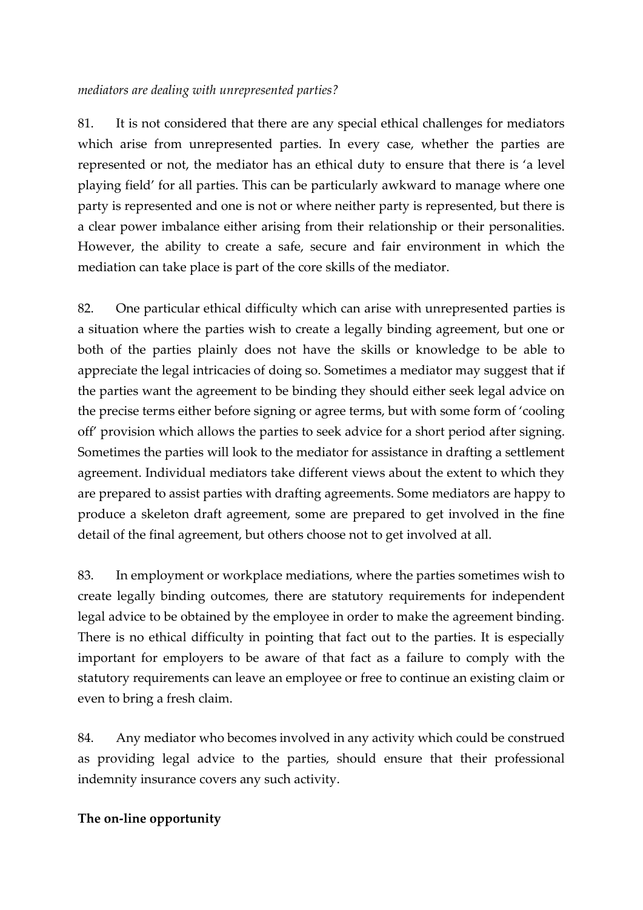*mediators are dealing with unrepresented parties?*

81. It is not considered that there are any special ethical challenges for mediators which arise from unrepresented parties. In every case, whether the parties are represented or not, the mediator has an ethical duty to ensure that there is 'a level playing field' for all parties. This can be particularly awkward to manage where one party is represented and one is not or where neither party is represented, but there is a clear power imbalance either arising from their relationship or their personalities. However, the ability to create a safe, secure and fair environment in which the mediation can take place is part of the core skills of the mediator.

82. One particular ethical difficulty which can arise with unrepresented parties is a situation where the parties wish to create a legally binding agreement, but one or both of the parties plainly does not have the skills or knowledge to be able to appreciate the legal intricacies of doing so. Sometimes a mediator may suggest that if the parties want the agreement to be binding they should either seek legal advice on the precise terms either before signing or agree terms, but with some form of 'cooling off' provision which allows the parties to seek advice for a short period after signing. Sometimes the parties will look to the mediator for assistance in drafting a settlement agreement. Individual mediators take different views about the extent to which they are prepared to assist parties with drafting agreements. Some mediators are happy to produce a skeleton draft agreement, some are prepared to get involved in the fine detail of the final agreement, but others choose not to get involved at all.

83. In employment or workplace mediations, where the parties sometimes wish to create legally binding outcomes, there are statutory requirements for independent legal advice to be obtained by the employee in order to make the agreement binding. There is no ethical difficulty in pointing that fact out to the parties. It is especially important for employers to be aware of that fact as a failure to comply with the statutory requirements can leave an employee or free to continue an existing claim or even to bring a fresh claim.

84. Any mediator who becomes involved in any activity which could be construed as providing legal advice to the parties, should ensure that their professional indemnity insurance covers any such activity.

**The on-line opportunity**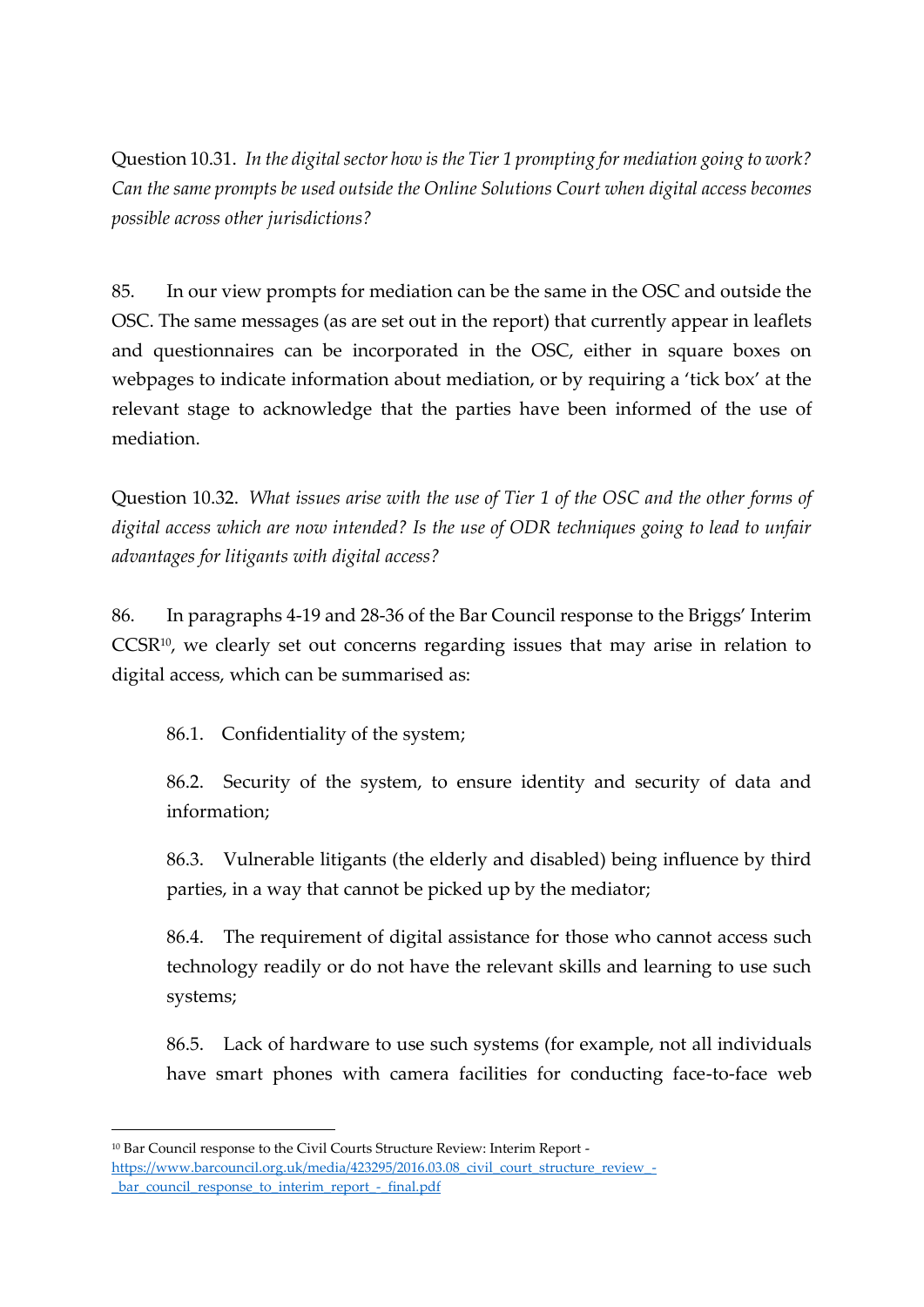Question 10.31. *In the digital sector how is the Tier 1 prompting for mediation going to work? Can the same prompts be used outside the Online Solutions Court when digital access becomes possible across other jurisdictions?*

85. In our view prompts for mediation can be the same in the OSC and outside the OSC. The same messages (as are set out in the report) that currently appear in leaflets and questionnaires can be incorporated in the OSC, either in square boxes on webpages to indicate information about mediation, or by requiring a 'tick box' at the relevant stage to acknowledge that the parties have been informed of the use of mediation.

Question 10.32. *What issues arise with the use of Tier 1 of the OSC and the other forms of digital access which are now intended? Is the use of ODR techniques going to lead to unfair advantages for litigants with digital access?*

86. In paragraphs 4-19 and 28-36 of the Bar Council response to the Briggs' Interim CCSR[10], we clearly set out concerns regarding issues that may arise in relation to digital access, which can be summarised as:

86.1. Confidentiality of the system;

86.2. Security of the system, to ensure identity and security of data and information;

86.3. Vulnerable litigants (the elderly and disabled) being influence by third parties, in a way that cannot be picked up by the mediator;

86.4. The requirement of digital assistance for those who cannot access such technology readily or do not have the relevant skills and learning to use such systems;

86.5. Lack of hardware to use such systems (for example, not all individuals have smart phones with camera facilities for conducting face-to-face web

---

[10] Bar Council response to the Civil Courts Structure Review: Interim Report - https://www.barcouncil.org.uk/media/423295/2016.03.08_civil_court_structure_review_-_bar_council_response_to_interim_report_-_final.pdf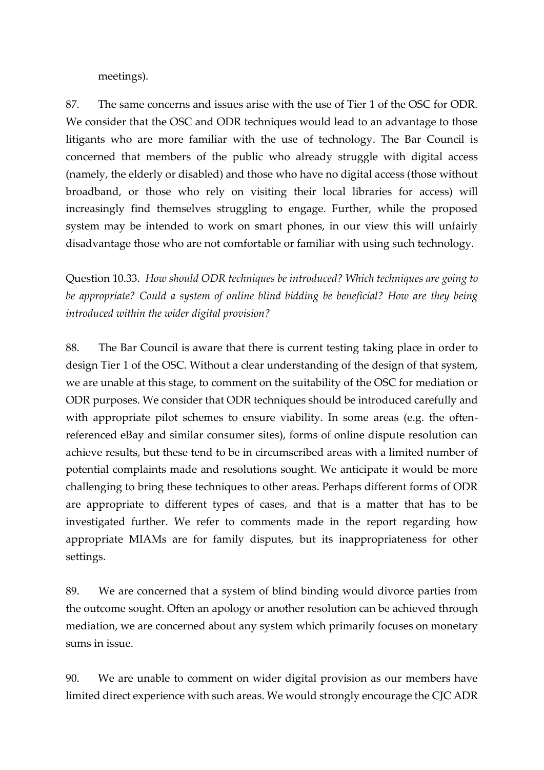meetings).

87. The same concerns and issues arise with the use of Tier 1 of the OSC for ODR. We consider that the OSC and ODR techniques would lead to an advantage to those litigants who are more familiar with the use of technology. The Bar Council is concerned that members of the public who already struggle with digital access (namely, the elderly or disabled) and those who have no digital access (those without broadband, or those who rely on visiting their local libraries for access) will increasingly find themselves struggling to engage. Further, while the proposed system may be intended to work on smart phones, in our view this will unfairly disadvantage those who are not comfortable or familiar with using such technology.

Question 10.33. *How should ODR techniques be introduced? Which techniques are going to be appropriate? Could a system of online blind bidding be beneficial? How are they being introduced within the wider digital provision?*

88. The Bar Council is aware that there is current testing taking place in order to design Tier 1 of the OSC. Without a clear understanding of the design of that system, we are unable at this stage, to comment on the suitability of the OSC for mediation or ODR purposes. We consider that ODR techniques should be introduced carefully and with appropriate pilot schemes to ensure viability. In some areas (e.g. the often-referenced eBay and similar consumer sites), forms of online dispute resolution can achieve results, but these tend to be in circumscribed areas with a limited number of potential complaints made and resolutions sought. We anticipate it would be more challenging to bring these techniques to other areas. Perhaps different forms of ODR are appropriate to different types of cases, and that is a matter that has to be investigated further. We refer to comments made in the report regarding how appropriate MIAMs are for family disputes, but its inappropriateness for other settings.

89. We are concerned that a system of blind binding would divorce parties from the outcome sought. Often an apology or another resolution can be achieved through mediation, we are concerned about any system which primarily focuses on monetary sums in issue.

90. We are unable to comment on wider digital provision as our members have limited direct experience with such areas. We would strongly encourage the CJC ADR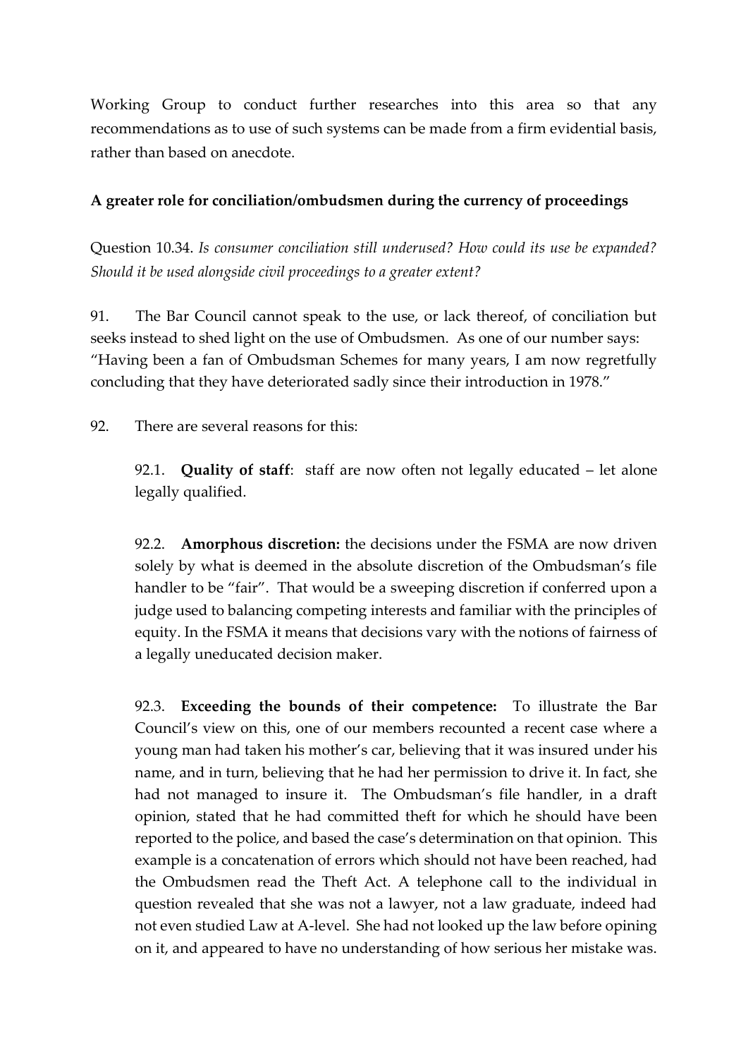Working Group to conduct further researches into this area so that any recommendations as to use of such systems can be made from a firm evidential basis, rather than based on anecdote.

**A greater role for conciliation/ombudsmen during the currency of proceedings**

Question 10.34. *Is consumer conciliation still underused? How could its use be expanded? Should it be used alongside civil proceedings to a greater extent?*

91. The Bar Council cannot speak to the use, or lack thereof, of conciliation but seeks instead to shed light on the use of Ombudsmen. As one of our number says: "Having been a fan of Ombudsman Schemes for many years, I am now regretfully concluding that they have deteriorated sadly since their introduction in 1978."

92. There are several reasons for this:

92.1. **Quality of staff**: staff are now often not legally educated – let alone legally qualified.

92.2. **Amorphous discretion:** the decisions under the FSMA are now driven solely by what is deemed in the absolute discretion of the Ombudsman's file handler to be "fair". That would be a sweeping discretion if conferred upon a judge used to balancing competing interests and familiar with the principles of equity. In the FSMA it means that decisions vary with the notions of fairness of a legally uneducated decision maker.

92.3. **Exceeding the bounds of their competence:** To illustrate the Bar Council's view on this, one of our members recounted a recent case where a young man had taken his mother's car, believing that it was insured under his name, and in turn, believing that he had her permission to drive it. In fact, she had not managed to insure it. The Ombudsman's file handler, in a draft opinion, stated that he had committed theft for which he should have been reported to the police, and based the case's determination on that opinion. This example is a concatenation of errors which should not have been reached, had the Ombudsmen read the Theft Act. A telephone call to the individual in question revealed that she was not a lawyer, not a law graduate, indeed had not even studied Law at A-level. She had not looked up the law before opining on it, and appeared to have no understanding of how serious her mistake was.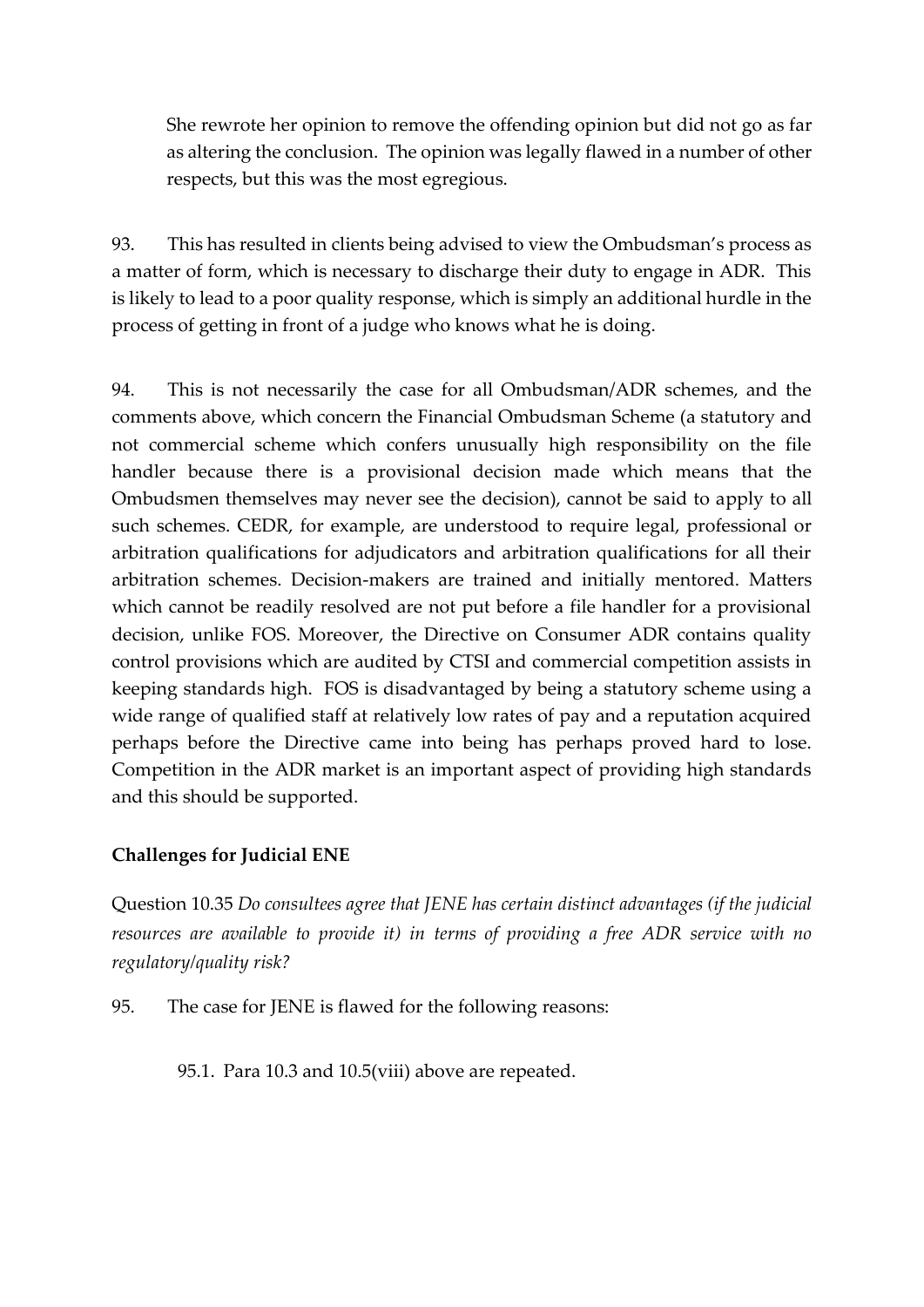She rewrote her opinion to remove the offending opinion but did not go as far as altering the conclusion. The opinion was legally flawed in a number of other respects, but this was the most egregious.

93. This has resulted in clients being advised to view the Ombudsman's process as a matter of form, which is necessary to discharge their duty to engage in ADR. This is likely to lead to a poor quality response, which is simply an additional hurdle in the process of getting in front of a judge who knows what he is doing.

94. This is not necessarily the case for all Ombudsman/ADR schemes, and the comments above, which concern the Financial Ombudsman Scheme (a statutory and not commercial scheme which confers unusually high responsibility on the file handler because there is a provisional decision made which means that the Ombudsmen themselves may never see the decision), cannot be said to apply to all such schemes. CEDR, for example, are understood to require legal, professional or arbitration qualifications for adjudicators and arbitration qualifications for all their arbitration schemes. Decision-makers are trained and initially mentored. Matters which cannot be readily resolved are not put before a file handler for a provisional decision, unlike FOS. Moreover, the Directive on Consumer ADR contains quality control provisions which are audited by CTSI and commercial competition assists in keeping standards high. FOS is disadvantaged by being a statutory scheme using a wide range of qualified staff at relatively low rates of pay and a reputation acquired perhaps before the Directive came into being has perhaps proved hard to lose. Competition in the ADR market is an important aspect of providing high standards and this should be supported.

**Challenges for Judicial ENE**

Question 10.35 *Do consultees agree that JENE has certain distinct advantages (if the judicial resources are available to provide it) in terms of providing a free ADR service with no regulatory/quality risk?*

95. The case for JENE is flawed for the following reasons:

95.1. Para 10.3 and 10.5(viii) above are repeated.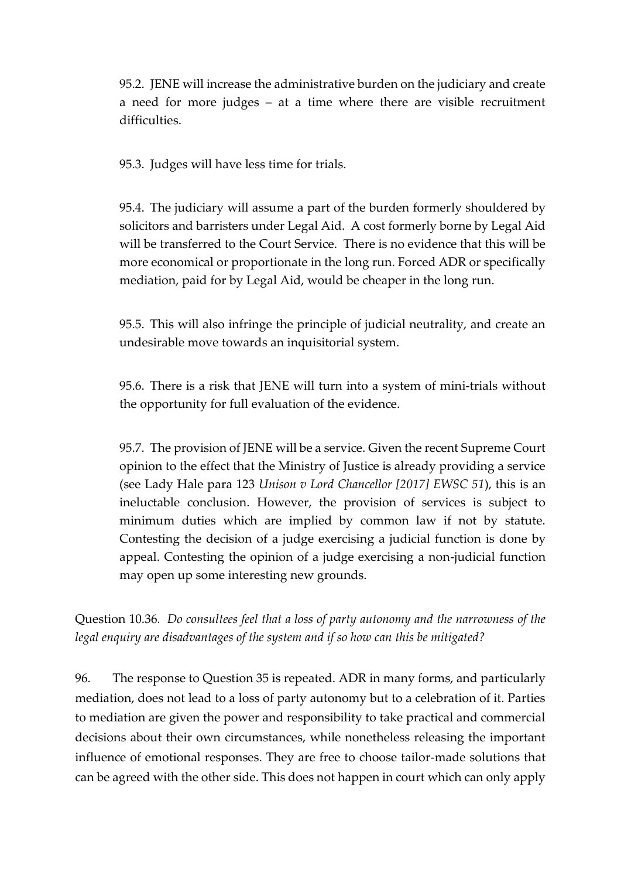95.2. JENE will increase the administrative burden on the judiciary and create a need for more judges – at a time where there are visible recruitment difficulties.

95.3. Judges will have less time for trials.

95.4. The judiciary will assume a part of the burden formerly shouldered by solicitors and barristers under Legal Aid. A cost formerly borne by Legal Aid will be transferred to the Court Service. There is no evidence that this will be more economical or proportionate in the long run. Forced ADR or specifically mediation, paid for by Legal Aid, would be cheaper in the long run.

95.5. This will also infringe the principle of judicial neutrality, and create an undesirable move towards an inquisitorial system.

95.6. There is a risk that JENE will turn into a system of mini-trials without the opportunity for full evaluation of the evidence.

95.7. The provision of JENE will be a service. Given the recent Supreme Court opinion to the effect that the Ministry of Justice is already providing a service (see Lady Hale para 123 *Unison v Lord Chancellor [2017] EWSC 51*), this is an ineluctable conclusion. However, the provision of services is subject to minimum duties which are implied by common law if not by statute. Contesting the decision of a judge exercising a judicial function is done by appeal. Contesting the opinion of a judge exercising a non-judicial function may open up some interesting new grounds.

Question 10.36. *Do consultees feel that a loss of party autonomy and the narrowness of the legal enquiry are disadvantages of the system and if so how can this be mitigated?*

96. The response to Question 35 is repeated. ADR in many forms, and particularly mediation, does not lead to a loss of party autonomy but to a celebration of it. Parties to mediation are given the power and responsibility to take practical and commercial decisions about their own circumstances, while nonetheless releasing the important influence of emotional responses. They are free to choose tailor-made solutions that can be agreed with the other side. This does not happen in court which can only apply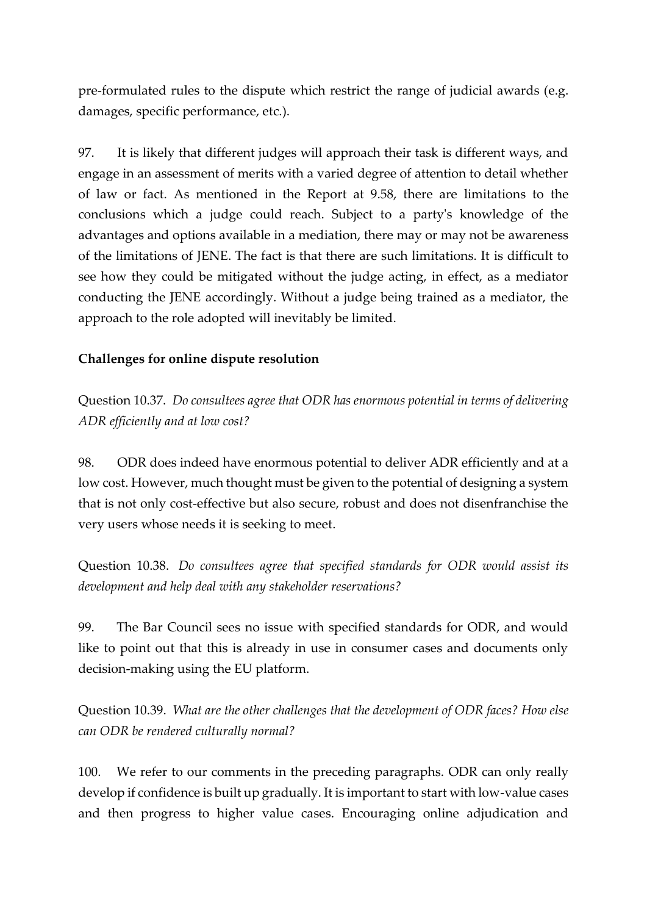pre-formulated rules to the dispute which restrict the range of judicial awards (e.g. damages, specific performance, etc.).

97. It is likely that different judges will approach their task is different ways, and engage in an assessment of merits with a varied degree of attention to detail whether of law or fact. As mentioned in the Report at 9.58, there are limitations to the conclusions which a judge could reach. Subject to a party's knowledge of the advantages and options available in a mediation, there may or may not be awareness of the limitations of JENE. The fact is that there are such limitations. It is difficult to see how they could be mitigated without the judge acting, in effect, as a mediator conducting the JENE accordingly. Without a judge being trained as a mediator, the approach to the role adopted will inevitably be limited.

**Challenges for online dispute resolution**

Question 10.37. *Do consultees agree that ODR has enormous potential in terms of delivering ADR efficiently and at low cost?*

98. ODR does indeed have enormous potential to deliver ADR efficiently and at a low cost. However, much thought must be given to the potential of designing a system that is not only cost-effective but also secure, robust and does not disenfranchise the very users whose needs it is seeking to meet.

Question 10.38. *Do consultees agree that specified standards for ODR would assist its development and help deal with any stakeholder reservations?*

99. The Bar Council sees no issue with specified standards for ODR, and would like to point out that this is already in use in consumer cases and documents only decision-making using the EU platform.

Question 10.39. *What are the other challenges that the development of ODR faces? How else can ODR be rendered culturally normal?*

100. We refer to our comments in the preceding paragraphs. ODR can only really develop if confidence is built up gradually. It is important to start with low-value cases and then progress to higher value cases. Encouraging online adjudication and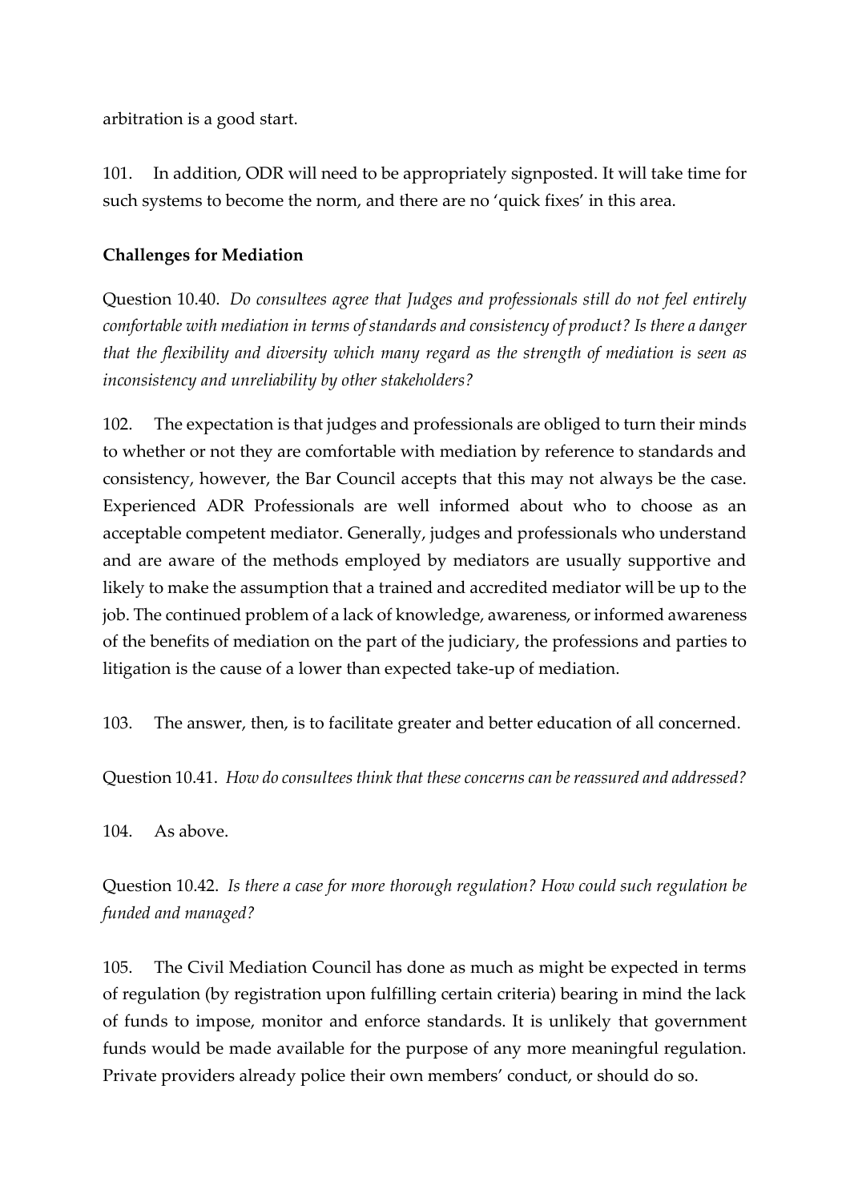arbitration is a good start.

101. In addition, ODR will need to be appropriately signposted. It will take time for such systems to become the norm, and there are no 'quick fixes' in this area.

**Challenges for Mediation**

Question 10.40. *Do consultees agree that Judges and professionals still do not feel entirely comfortable with mediation in terms of standards and consistency of product? Is there a danger that the flexibility and diversity which many regard as the strength of mediation is seen as inconsistency and unreliability by other stakeholders?*

102. The expectation is that judges and professionals are obliged to turn their minds to whether or not they are comfortable with mediation by reference to standards and consistency, however, the Bar Council accepts that this may not always be the case. Experienced ADR Professionals are well informed about who to choose as an acceptable competent mediator. Generally, judges and professionals who understand and are aware of the methods employed by mediators are usually supportive and likely to make the assumption that a trained and accredited mediator will be up to the job. The continued problem of a lack of knowledge, awareness, or informed awareness of the benefits of mediation on the part of the judiciary, the professions and parties to litigation is the cause of a lower than expected take-up of mediation.

103. The answer, then, is to facilitate greater and better education of all concerned.

Question 10.41. *How do consultees think that these concerns can be reassured and addressed?*

104. As above.

Question 10.42. *Is there a case for more thorough regulation? How could such regulation be funded and managed?*

105. The Civil Mediation Council has done as much as might be expected in terms of regulation (by registration upon fulfilling certain criteria) bearing in mind the lack of funds to impose, monitor and enforce standards. It is unlikely that government funds would be made available for the purpose of any more meaningful regulation. Private providers already police their own members' conduct, or should do so.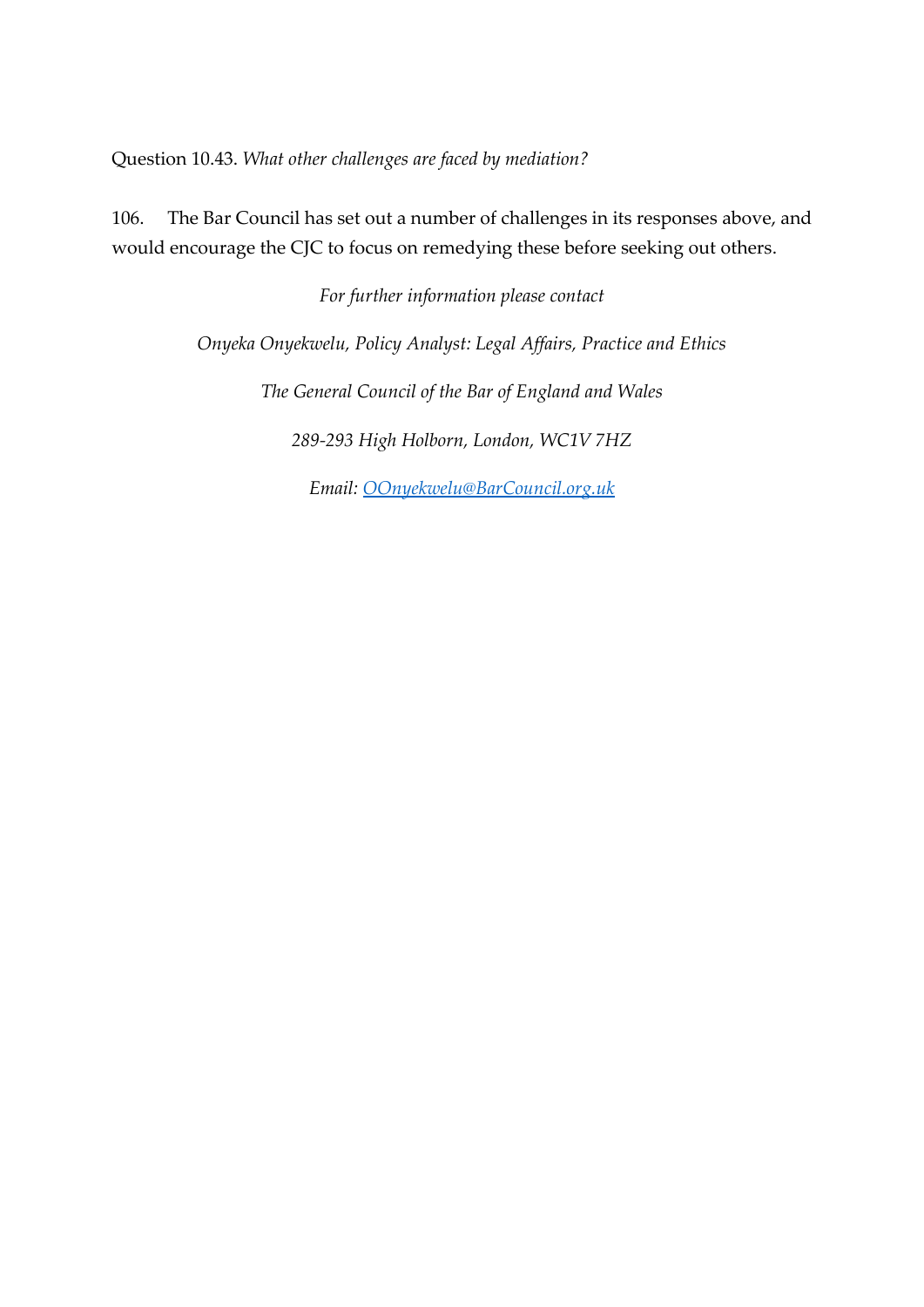Question 10.43. *What other challenges are faced by mediation?*

106. The Bar Council has set out a number of challenges in its responses above, and would encourage the CJC to focus on remedying these before seeking out others.

*For further information please contact*

*Onyeka Onyekwelu, Policy Analyst: Legal Affairs, Practice and Ethics*

*The General Council of the Bar of England and Wales*

*289-293 High Holborn, London, WC1V 7HZ*

*Email: OOnyekwelu@BarCouncil.org.uk*